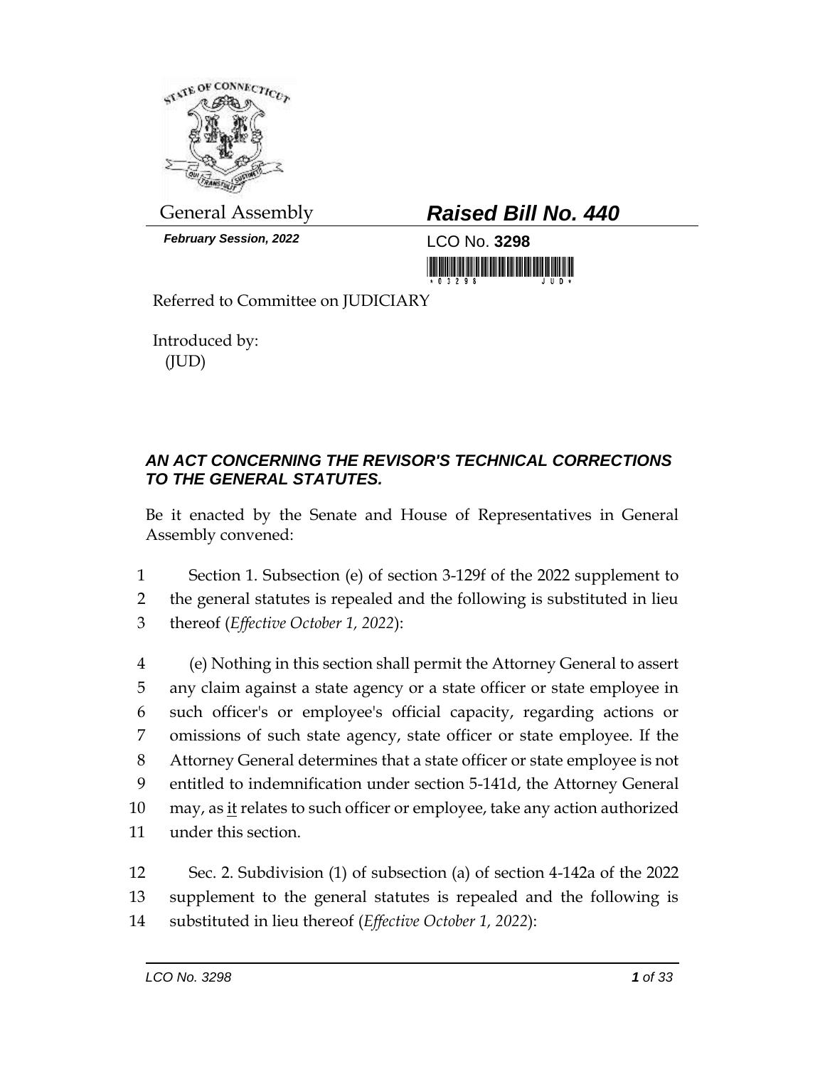General Assembly

***February Session, 2022***

# *Raised Bill No. 440*

LCO No. **3298**

Referred to Committee on JUDICIARY

Introduced by:
(JUD)

## *AN ACT CONCERNING THE REVISOR'S TECHNICAL CORRECTIONS TO THE GENERAL STATUTES.*

Be it enacted by the Senate and House of Representatives in General Assembly convened:

1 Section 1. Subsection (e) of section 3-129f of the 2022 supplement to
2 the general statutes is repealed and the following is substituted in lieu
3 thereof (*Effective October 1, 2022*):

4 (e) Nothing in this section shall permit the Attorney General to assert
5 any claim against a state agency or a state officer or state employee in
6 such officer's or employee's official capacity, regarding actions or
7 omissions of such state agency, state officer or state employee. If the
8 Attorney General determines that a state officer or state employee is not
9 entitled to indemnification under section 5-141d, the Attorney General
10 may, as <u>it</u> relates to such officer or employee, take any action authorized
11 under this section.

12 Sec. 2. Subdivision (1) of subsection (a) of section 4-142a of the 2022
13 supplement to the general statutes is repealed and the following is
14 substituted in lieu thereof (*Effective October 1, 2022*):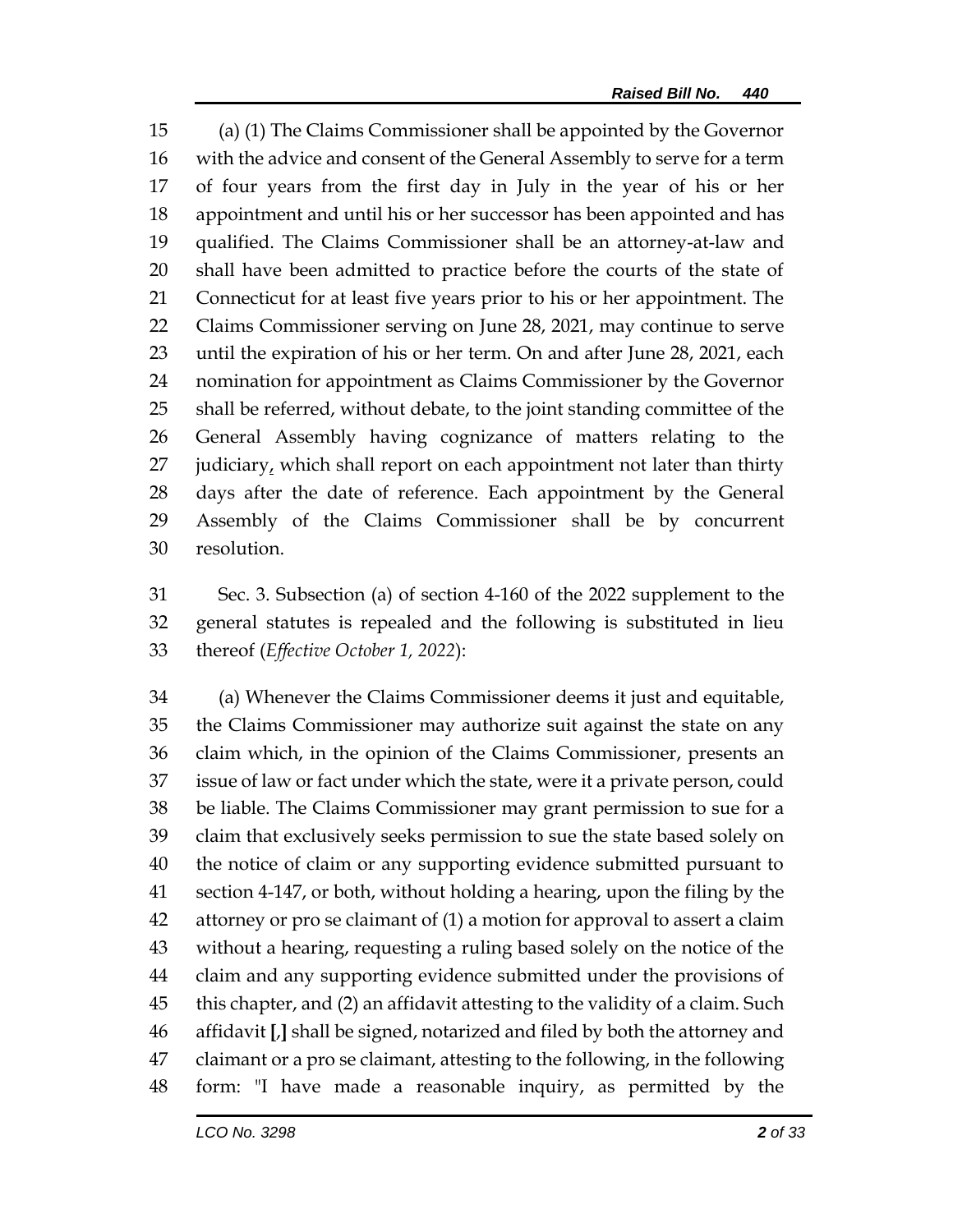(a) (1) The Claims Commissioner shall be appointed by the Governor with the advice and consent of the General Assembly to serve for a term of four years from the first day in July in the year of his or her appointment and until his or her successor has been appointed and has qualified. The Claims Commissioner shall be an attorney-at-law and shall have been admitted to practice before the courts of the state of Connecticut for at least five years prior to his or her appointment. The Claims Commissioner serving on June 28, 2021, may continue to serve until the expiration of his or her term. On and after June 28, 2021, each nomination for appointment as Claims Commissioner by the Governor shall be referred, without debate, to the joint standing committee of the General Assembly having cognizance of matters relating to the judiciary, which shall report on each appointment not later than thirty days after the date of reference. Each appointment by the General Assembly of the Claims Commissioner shall be by concurrent resolution.

Sec. 3. Subsection (a) of section 4-160 of the 2022 supplement to the general statutes is repealed and the following is substituted in lieu thereof (*Effective October 1, 2022*):

(a) Whenever the Claims Commissioner deems it just and equitable, the Claims Commissioner may authorize suit against the state on any claim which, in the opinion of the Claims Commissioner, presents an issue of law or fact under which the state, were it a private person, could be liable. The Claims Commissioner may grant permission to sue for a claim that exclusively seeks permission to sue the state based solely on the notice of claim or any supporting evidence submitted pursuant to section 4-147, or both, without holding a hearing, upon the filing by the attorney or pro se claimant of (1) a motion for approval to assert a claim without a hearing, requesting a ruling based solely on the notice of the claim and any supporting evidence submitted under the provisions of this chapter, and (2) an affidavit attesting to the validity of a claim. Such affidavit [,] shall be signed, notarized and filed by both the attorney and claimant or a pro se claimant, attesting to the following, in the following form: "I have made a reasonable inquiry, as permitted by the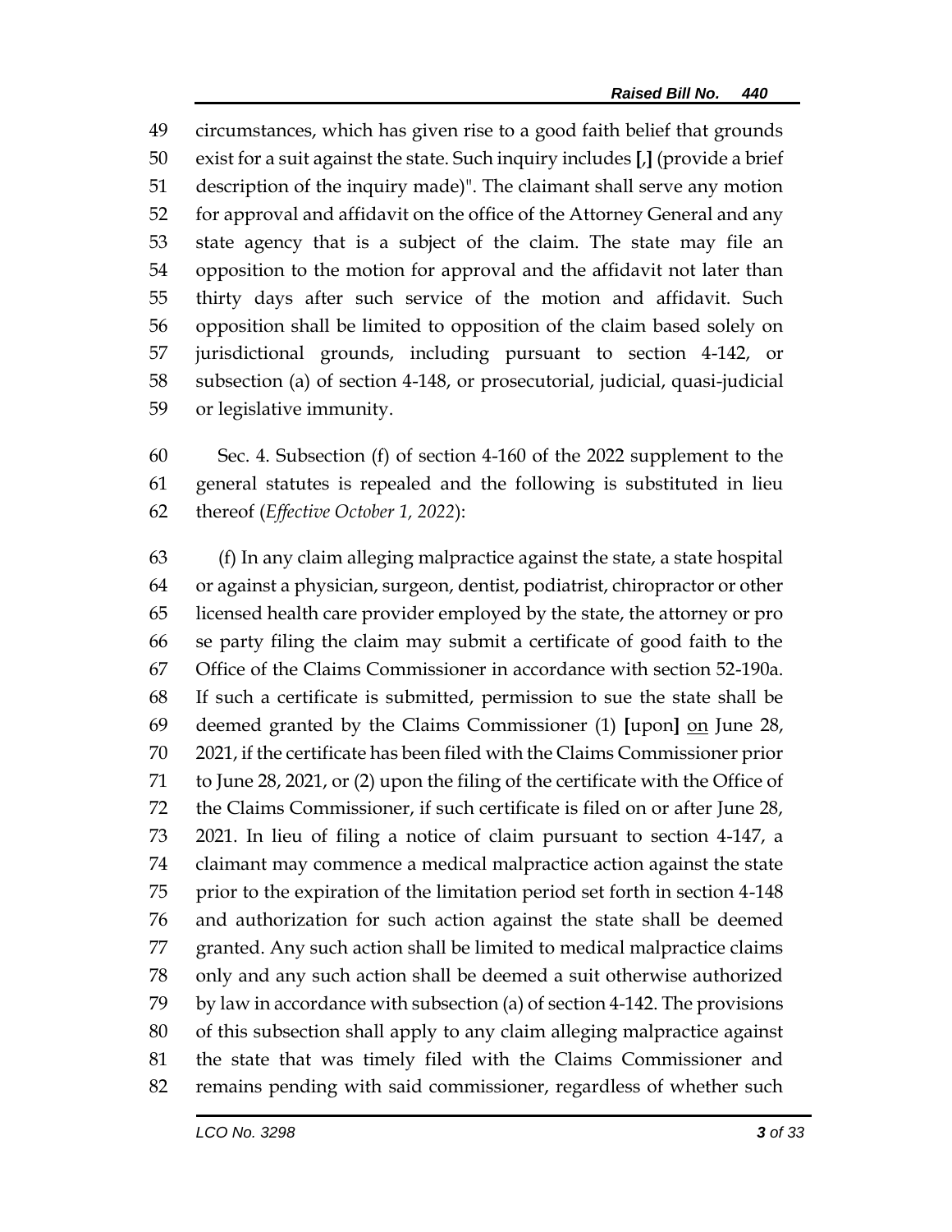circumstances, which has given rise to a good faith belief that grounds exist for a suit against the state. Such inquiry includes **[**,**]** (provide a brief description of the inquiry made)". The claimant shall serve any motion for approval and affidavit on the office of the Attorney General and any state agency that is a subject of the claim. The state may file an opposition to the motion for approval and the affidavit not later than thirty days after such service of the motion and affidavit. Such opposition shall be limited to opposition of the claim based solely on jurisdictional grounds, including pursuant to section 4-142, or subsection (a) of section 4-148, or prosecutorial, judicial, quasi-judicial or legislative immunity.

Sec. 4. Subsection (f) of section 4-160 of the 2022 supplement to the general statutes is repealed and the following is substituted in lieu thereof (*Effective October 1, 2022*):

(f) In any claim alleging malpractice against the state, a state hospital or against a physician, surgeon, dentist, podiatrist, chiropractor or other licensed health care provider employed by the state, the attorney or pro se party filing the claim may submit a certificate of good faith to the Office of the Claims Commissioner in accordance with section 52-190a. If such a certificate is submitted, permission to sue the state shall be deemed granted by the Claims Commissioner (1) **[**upon**]** <u>on</u> June 28, 2021, if the certificate has been filed with the Claims Commissioner prior to June 28, 2021, or (2) upon the filing of the certificate with the Office of the Claims Commissioner, if such certificate is filed on or after June 28, 2021. In lieu of filing a notice of claim pursuant to section 4-147, a claimant may commence a medical malpractice action against the state prior to the expiration of the limitation period set forth in section 4-148 and authorization for such action against the state shall be deemed granted. Any such action shall be limited to medical malpractice claims only and any such action shall be deemed a suit otherwise authorized by law in accordance with subsection (a) of section 4-142. The provisions of this subsection shall apply to any claim alleging malpractice against the state that was timely filed with the Claims Commissioner and remains pending with said commissioner, regardless of whether such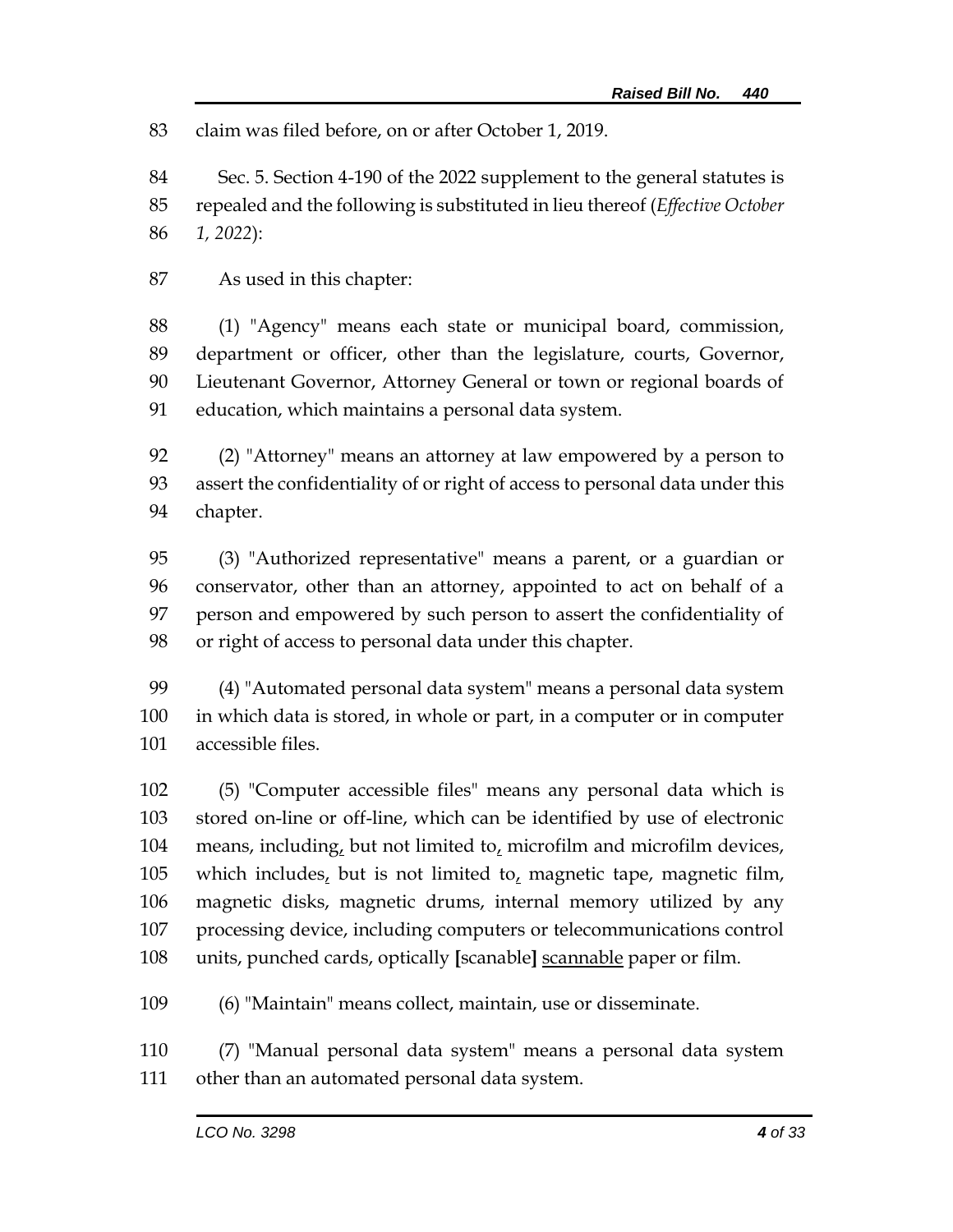83 claim was filed before, on or after October 1, 2019.

84 Sec. 5. Section 4-190 of the 2022 supplement to the general statutes is
85 repealed and the following is substituted in lieu thereof (*Effective October*
86 *1, 2022*):

87 As used in this chapter:

88 (1) "Agency" means each state or municipal board, commission,
89 department or officer, other than the legislature, courts, Governor,
90 Lieutenant Governor, Attorney General or town or regional boards of
91 education, which maintains a personal data system.

92 (2) "Attorney" means an attorney at law empowered by a person to
93 assert the confidentiality of or right of access to personal data under this
94 chapter.

95 (3) "Authorized representative" means a parent, or a guardian or
96 conservator, other than an attorney, appointed to act on behalf of a
97 person and empowered by such person to assert the confidentiality of
98 or right of access to personal data under this chapter.

99 (4) "Automated personal data system" means a personal data system
100 in which data is stored, in whole or part, in a computer or in computer
101 accessible files.

102 (5) "Computer accessible files" means any personal data which is
103 stored on-line or off-line, which can be identified by use of electronic
104 means, including<u>,</u> but not limited to<u>,</u> microfilm and microfilm devices,
105 which includes<u>,</u> but is not limited to<u>,</u> magnetic tape, magnetic film,
106 magnetic disks, magnetic drums, internal memory utilized by any
107 processing device, including computers or telecommunications control
108 units, punched cards, optically **[**scanable**]** <u>scannable</u> paper or film.

109 (6) "Maintain" means collect, maintain, use or disseminate.

110 (7) "Manual personal data system" means a personal data system
111 other than an automated personal data system.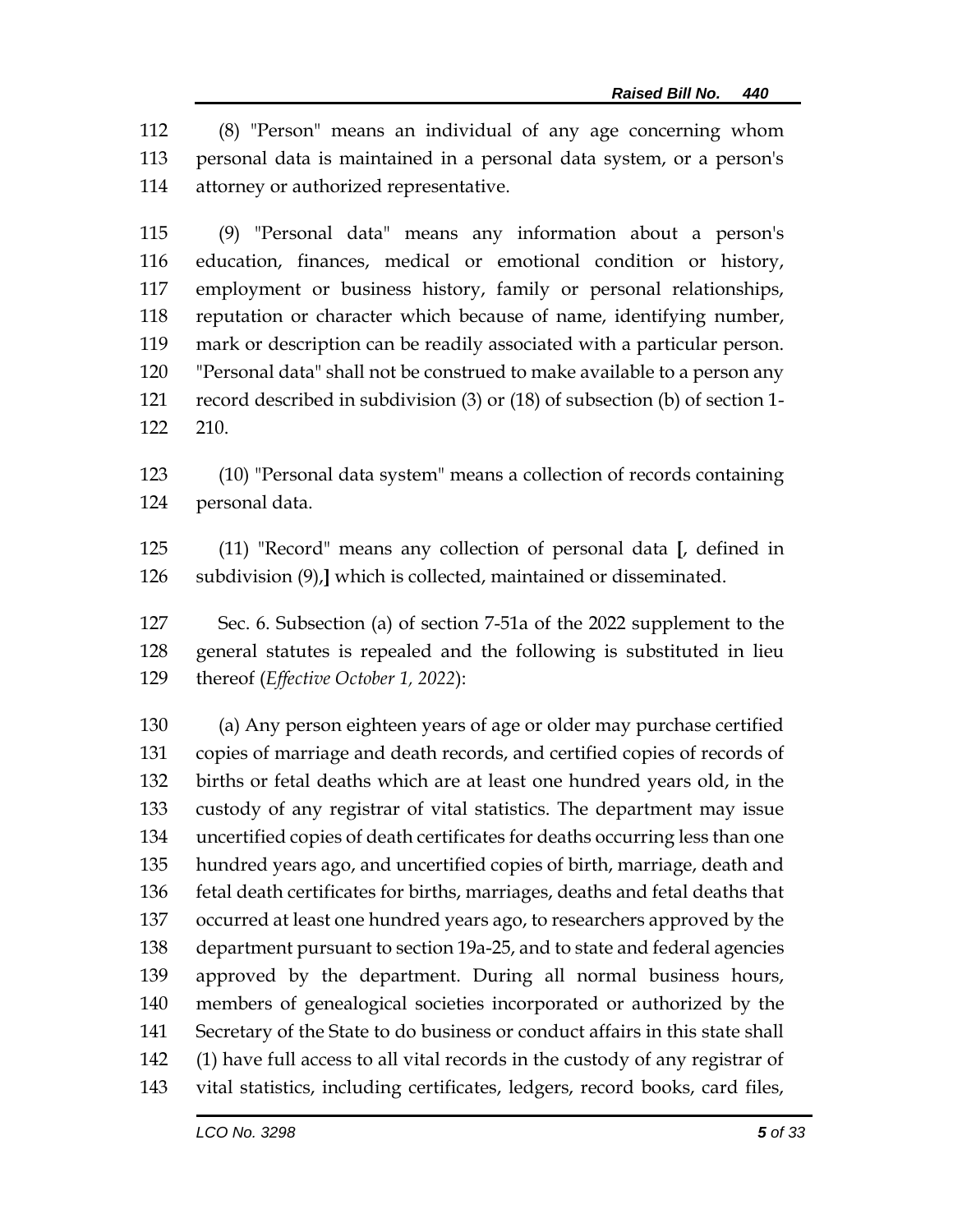112 (8) "Person" means an individual of any age concerning whom
113 personal data is maintained in a personal data system, or a person's
114 attorney or authorized representative.

115 (9) "Personal data" means any information about a person's
116 education, finances, medical or emotional condition or history,
117 employment or business history, family or personal relationships,
118 reputation or character which because of name, identifying number,
119 mark or description can be readily associated with a particular person.
120 "Personal data" shall not be construed to make available to a person any
121 record described in subdivision (3) or (18) of subsection (b) of section 1-
122 210.

123 (10) "Personal data system" means a collection of records containing
124 personal data.

125 (11) "Record" means any collection of personal data **[**, defined in
126 subdivision (9),**]** which is collected, maintained or disseminated.

127 Sec. 6. Subsection (a) of section 7-51a of the 2022 supplement to the
128 general statutes is repealed and the following is substituted in lieu
129 thereof (*Effective October 1, 2022*):

130 (a) Any person eighteen years of age or older may purchase certified
131 copies of marriage and death records, and certified copies of records of
132 births or fetal deaths which are at least one hundred years old, in the
133 custody of any registrar of vital statistics. The department may issue
134 uncertified copies of death certificates for deaths occurring less than one
135 hundred years ago, and uncertified copies of birth, marriage, death and
136 fetal death certificates for births, marriages, deaths and fetal deaths that
137 occurred at least one hundred years ago, to researchers approved by the
138 department pursuant to section 19a-25, and to state and federal agencies
139 approved by the department. During all normal business hours,
140 members of genealogical societies incorporated or authorized by the
141 Secretary of the State to do business or conduct affairs in this state shall
142 (1) have full access to all vital records in the custody of any registrar of
143 vital statistics, including certificates, ledgers, record books, card files,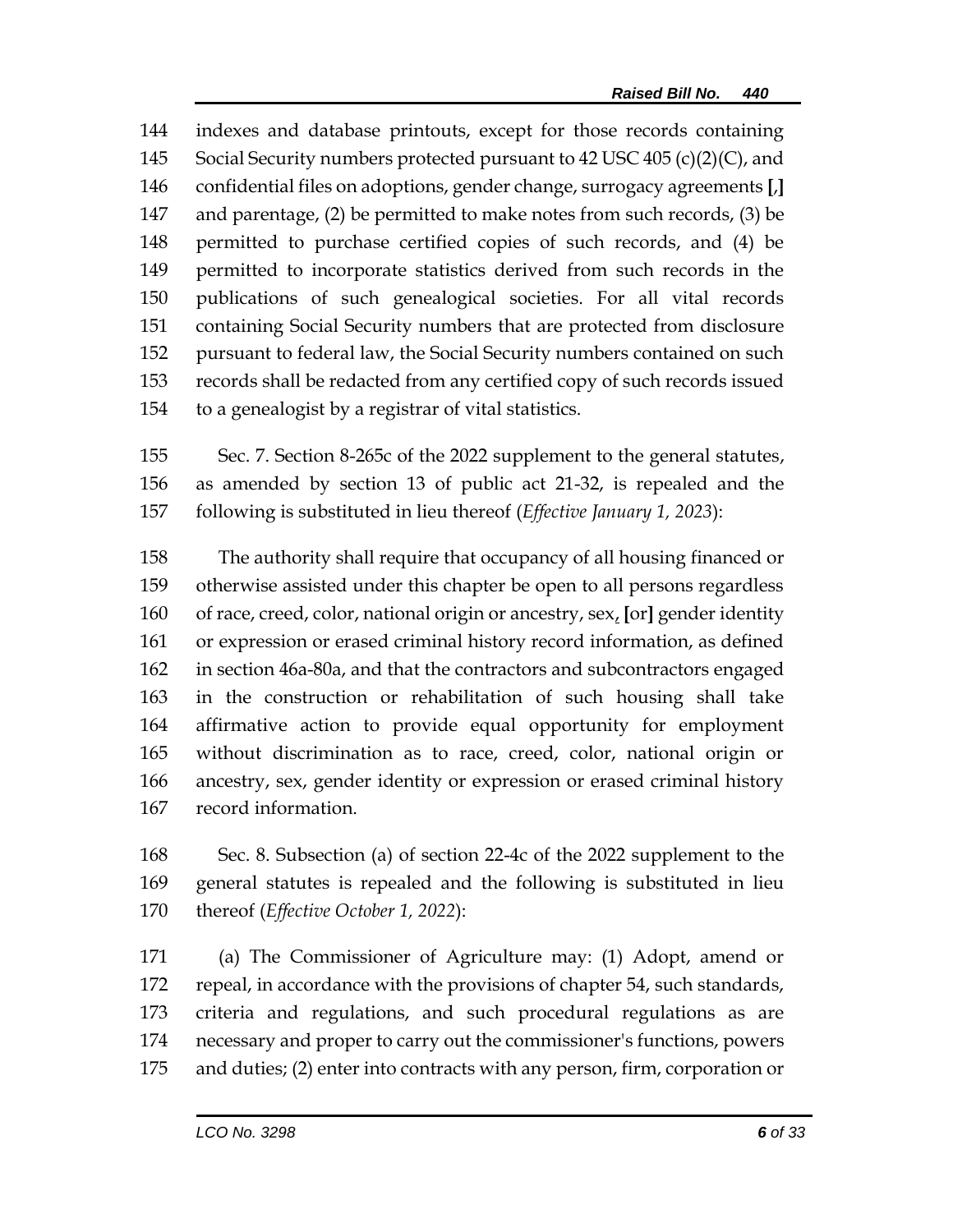indexes and database printouts, except for those records containing Social Security numbers protected pursuant to 42 USC 405 (c)(2)(C), and confidential files on adoptions, gender change, surrogacy agreements [,] and parentage, (2) be permitted to make notes from such records, (3) be permitted to purchase certified copies of such records, and (4) be permitted to incorporate statistics derived from such records in the publications of such genealogical societies. For all vital records containing Social Security numbers that are protected from disclosure pursuant to federal law, the Social Security numbers contained on such records shall be redacted from any certified copy of such records issued to a genealogist by a registrar of vital statistics.

Sec. 7. Section 8-265c of the 2022 supplement to the general statutes, as amended by section 13 of public act 21-32, is repealed and the following is substituted in lieu thereof (*Effective January 1, 2023*):

The authority shall require that occupancy of all housing financed or otherwise assisted under this chapter be open to all persons regardless of race, creed, color, national origin or ancestry, sex, [or] gender identity or expression or erased criminal history record information, as defined in section 46a-80a, and that the contractors and subcontractors engaged in the construction or rehabilitation of such housing shall take affirmative action to provide equal opportunity for employment without discrimination as to race, creed, color, national origin or ancestry, sex, gender identity or expression or erased criminal history record information.

Sec. 8. Subsection (a) of section 22-4c of the 2022 supplement to the general statutes is repealed and the following is substituted in lieu thereof (*Effective October 1, 2022*):

(a) The Commissioner of Agriculture may: (1) Adopt, amend or repeal, in accordance with the provisions of chapter 54, such standards, criteria and regulations, and such procedural regulations as are necessary and proper to carry out the commissioner's functions, powers and duties; (2) enter into contracts with any person, firm, corporation or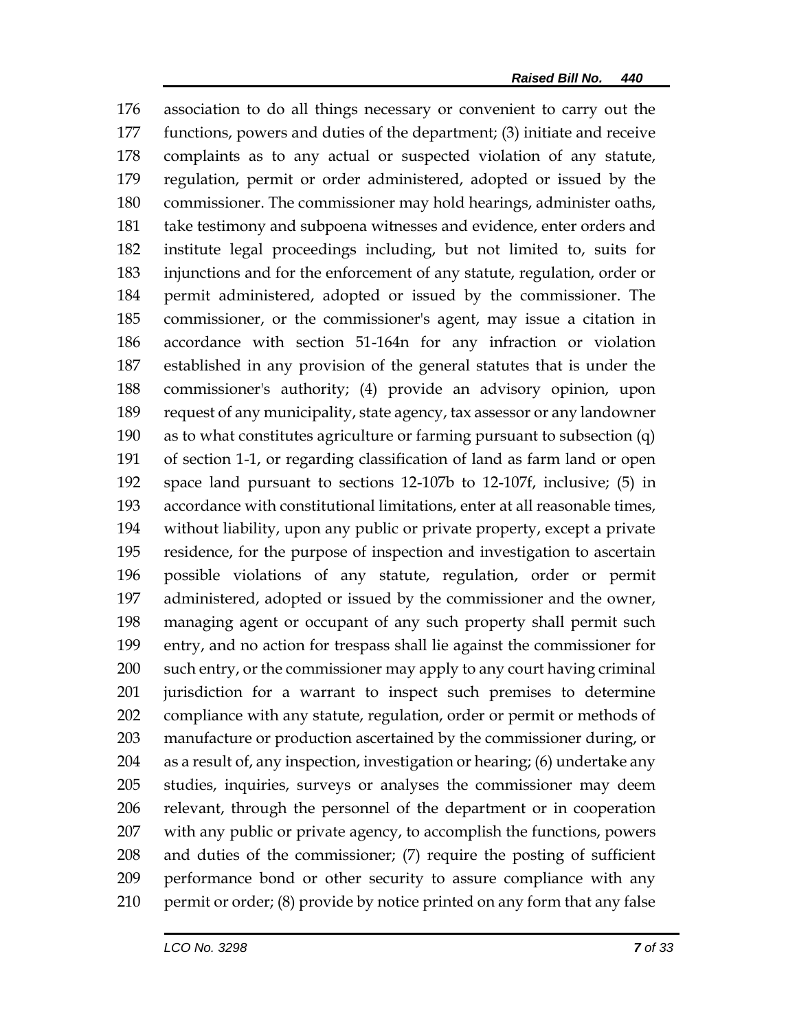176 association to do all things necessary or convenient to carry out the
177 functions, powers and duties of the department; (3) initiate and receive
178 complaints as to any actual or suspected violation of any statute,
179 regulation, permit or order administered, adopted or issued by the
180 commissioner. The commissioner may hold hearings, administer oaths,
181 take testimony and subpoena witnesses and evidence, enter orders and
182 institute legal proceedings including, but not limited to, suits for
183 injunctions and for the enforcement of any statute, regulation, order or
184 permit administered, adopted or issued by the commissioner. The
185 commissioner, or the commissioner's agent, may issue a citation in
186 accordance with section 51-164n for any infraction or violation
187 established in any provision of the general statutes that is under the
188 commissioner's authority; (4) provide an advisory opinion, upon
189 request of any municipality, state agency, tax assessor or any landowner
190 as to what constitutes agriculture or farming pursuant to subsection (q)
191 of section 1-1, or regarding classification of land as farm land or open
192 space land pursuant to sections 12-107b to 12-107f, inclusive; (5) in
193 accordance with constitutional limitations, enter at all reasonable times,
194 without liability, upon any public or private property, except a private
195 residence, for the purpose of inspection and investigation to ascertain
196 possible violations of any statute, regulation, order or permit
197 administered, adopted or issued by the commissioner and the owner,
198 managing agent or occupant of any such property shall permit such
199 entry, and no action for trespass shall lie against the commissioner for
200 such entry, or the commissioner may apply to any court having criminal
201 jurisdiction for a warrant to inspect such premises to determine
202 compliance with any statute, regulation, order or permit or methods of
203 manufacture or production ascertained by the commissioner during, or
204 as a result of, any inspection, investigation or hearing; (6) undertake any
205 studies, inquiries, surveys or analyses the commissioner may deem
206 relevant, through the personnel of the department or in cooperation
207 with any public or private agency, to accomplish the functions, powers
208 and duties of the commissioner; (7) require the posting of sufficient
209 performance bond or other security to assure compliance with any
210 permit or order; (8) provide by notice printed on any form that any false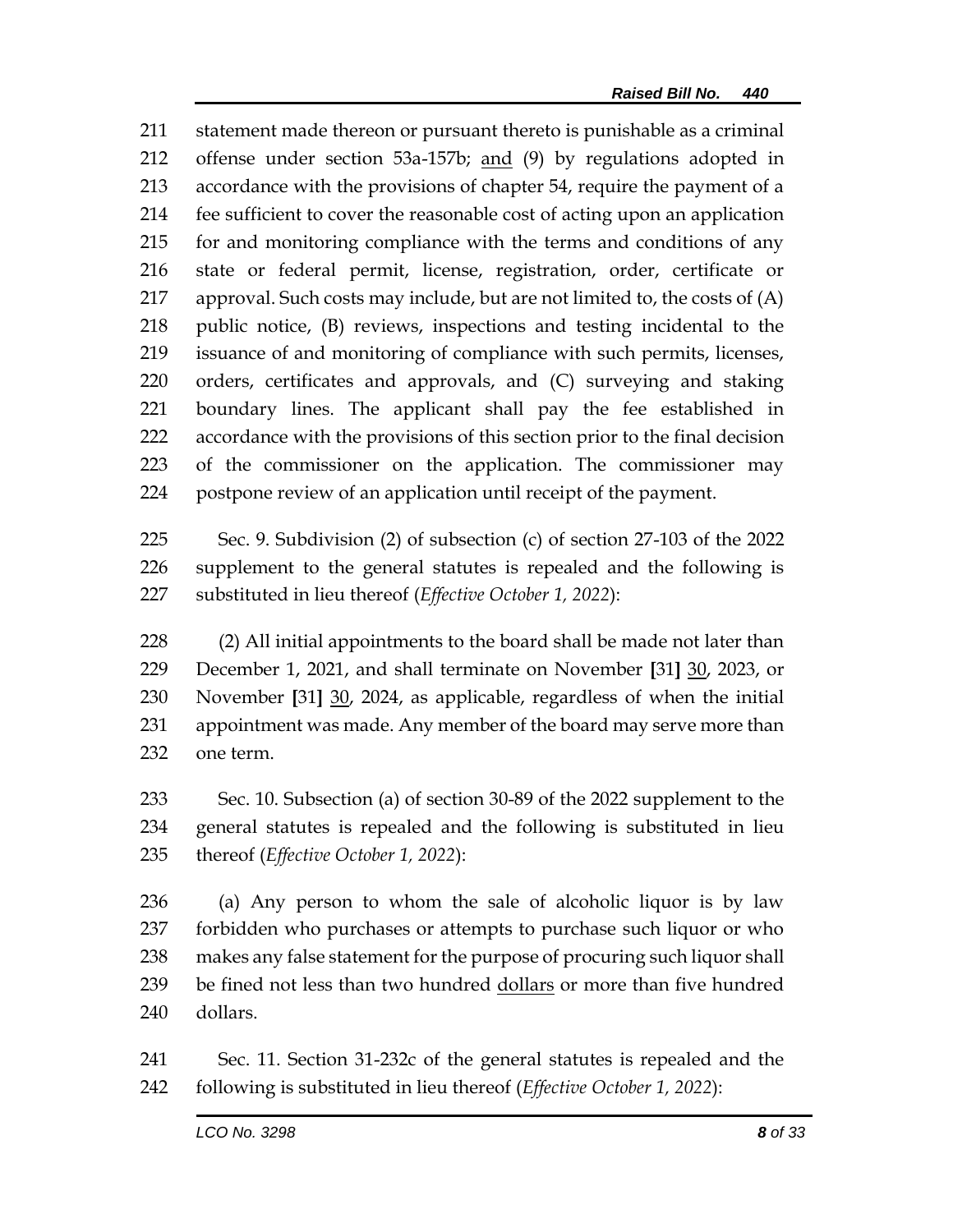statement made thereon or pursuant thereto is punishable as a criminal offense under section 53a-157b; <u>and</u> (9) by regulations adopted in accordance with the provisions of chapter 54, require the payment of a fee sufficient to cover the reasonable cost of acting upon an application for and monitoring compliance with the terms and conditions of any state or federal permit, license, registration, order, certificate or approval. Such costs may include, but are not limited to, the costs of (A) public notice, (B) reviews, inspections and testing incidental to the issuance of and monitoring of compliance with such permits, licenses, orders, certificates and approvals, and (C) surveying and staking boundary lines. The applicant shall pay the fee established in accordance with the provisions of this section prior to the final decision of the commissioner on the application. The commissioner may postpone review of an application until receipt of the payment.

Sec. 9. Subdivision (2) of subsection (c) of section 27-103 of the 2022 supplement to the general statutes is repealed and the following is substituted in lieu thereof (*Effective October 1, 2022*):

(2) All initial appointments to the board shall be made not later than December 1, 2021, and shall terminate on November **[**31**]** <u>30</u>, 2023, or November **[**31**]** <u>30</u>, 2024, as applicable, regardless of when the initial appointment was made. Any member of the board may serve more than one term.

Sec. 10. Subsection (a) of section 30-89 of the 2022 supplement to the general statutes is repealed and the following is substituted in lieu thereof (*Effective October 1, 2022*):

(a) Any person to whom the sale of alcoholic liquor is by law forbidden who purchases or attempts to purchase such liquor or who makes any false statement for the purpose of procuring such liquor shall be fined not less than two hundred <u>dollars</u> or more than five hundred dollars.

Sec. 11. Section 31-232c of the general statutes is repealed and the following is substituted in lieu thereof (*Effective October 1, 2022*):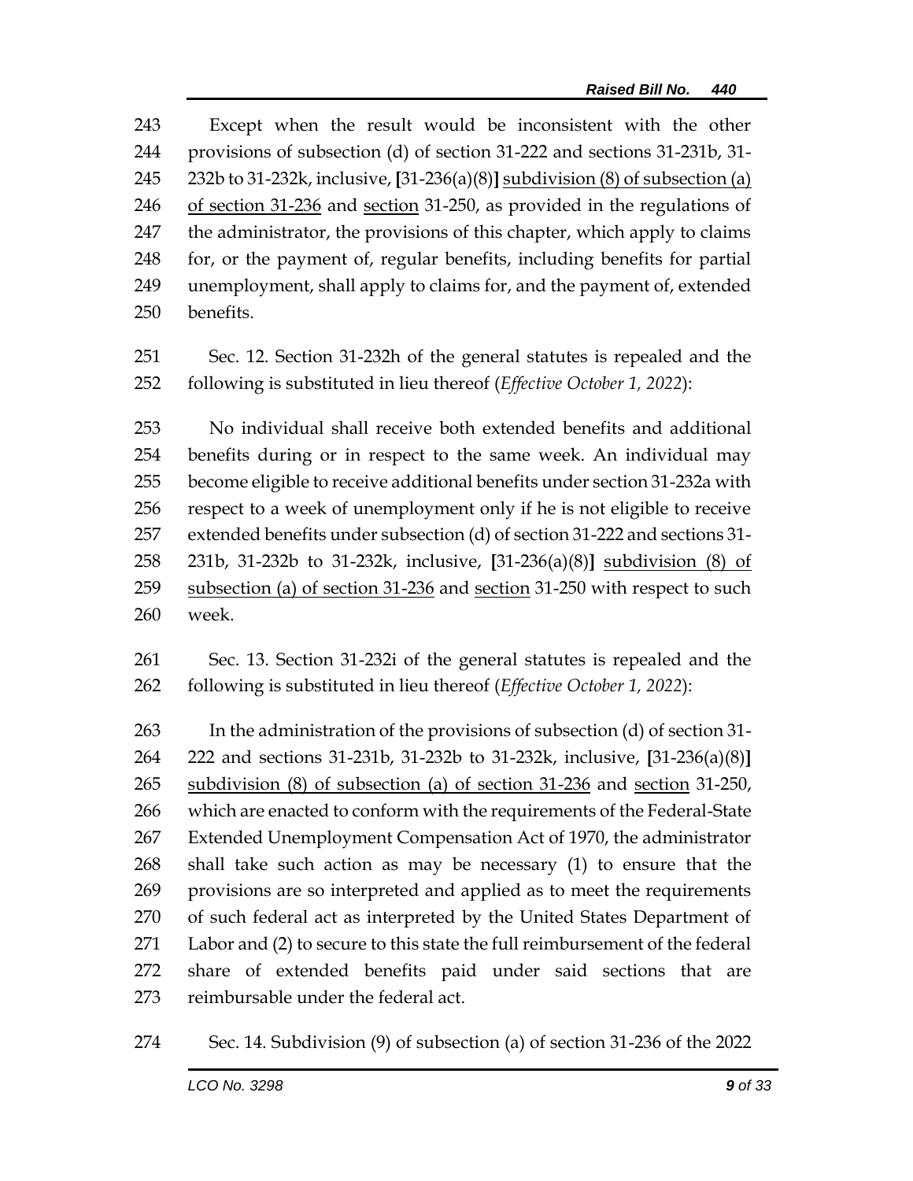Except when the result would be inconsistent with the other provisions of subsection (d) of section 31-222 and sections 31-231b, 31-232b to 31-232k, inclusive, [31-236(a)(8)] subdivision (8) of subsection (a) of section 31-236 and section 31-250, as provided in the regulations of the administrator, the provisions of this chapter, which apply to claims for, or the payment of, regular benefits, including benefits for partial unemployment, shall apply to claims for, and the payment of, extended benefits.

Sec. 12. Section 31-232h of the general statutes is repealed and the following is substituted in lieu thereof (*Effective October 1, 2022*):

No individual shall receive both extended benefits and additional benefits during or in respect to the same week. An individual may become eligible to receive additional benefits under section 31-232a with respect to a week of unemployment only if he is not eligible to receive extended benefits under subsection (d) of section 31-222 and sections 31-231b, 31-232b to 31-232k, inclusive, [31-236(a)(8)] subdivision (8) of subsection (a) of section 31-236 and section 31-250 with respect to such week.

Sec. 13. Section 31-232i of the general statutes is repealed and the following is substituted in lieu thereof (*Effective October 1, 2022*):

In the administration of the provisions of subsection (d) of section 31-222 and sections 31-231b, 31-232b to 31-232k, inclusive, [31-236(a)(8)] subdivision (8) of subsection (a) of section 31-236 and section 31-250, which are enacted to conform with the requirements of the Federal-State Extended Unemployment Compensation Act of 1970, the administrator shall take such action as may be necessary (1) to ensure that the provisions are so interpreted and applied as to meet the requirements of such federal act as interpreted by the United States Department of Labor and (2) to secure to this state the full reimbursement of the federal share of extended benefits paid under said sections that are reimbursable under the federal act.

Sec. 14. Subdivision (9) of subsection (a) of section 31-236 of the 2022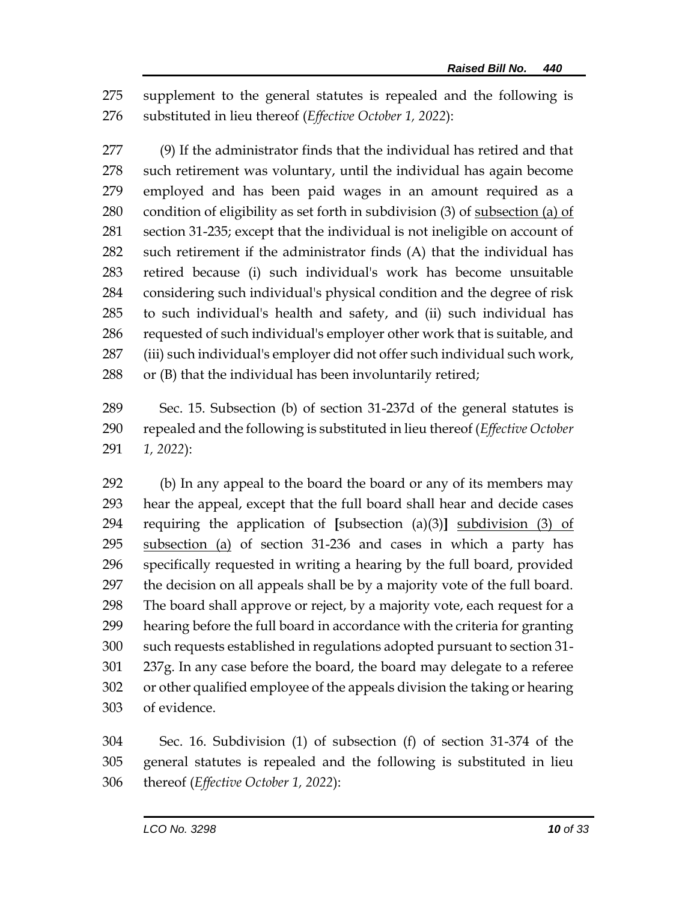supplement to the general statutes is repealed and the following is substituted in lieu thereof (*Effective October 1, 2022*):

(9) If the administrator finds that the individual has retired and that such retirement was voluntary, until the individual has again become employed and has been paid wages in an amount required as a condition of eligibility as set forth in subdivision (3) of <u>subsection (a) of</u> section 31-235; except that the individual is not ineligible on account of such retirement if the administrator finds (A) that the individual has retired because (i) such individual's work has become unsuitable considering such individual's physical condition and the degree of risk to such individual's health and safety, and (ii) such individual has requested of such individual's employer other work that is suitable, and (iii) such individual's employer did not offer such individual such work, or (B) that the individual has been involuntarily retired;

Sec. 15. Subsection (b) of section 31-237d of the general statutes is repealed and the following is substituted in lieu thereof (*Effective October 1, 2022*):

(b) In any appeal to the board the board or any of its members may hear the appeal, except that the full board shall hear and decide cases requiring the application of **[**subsection (a)(3)**]** <u>subdivision (3) of subsection (a)</u> of section 31-236 and cases in which a party has specifically requested in writing a hearing by the full board, provided the decision on all appeals shall be by a majority vote of the full board. The board shall approve or reject, by a majority vote, each request for a hearing before the full board in accordance with the criteria for granting such requests established in regulations adopted pursuant to section 31-237g. In any case before the board, the board may delegate to a referee or other qualified employee of the appeals division the taking or hearing of evidence.

Sec. 16. Subdivision (1) of subsection (f) of section 31-374 of the general statutes is repealed and the following is substituted in lieu thereof (*Effective October 1, 2022*):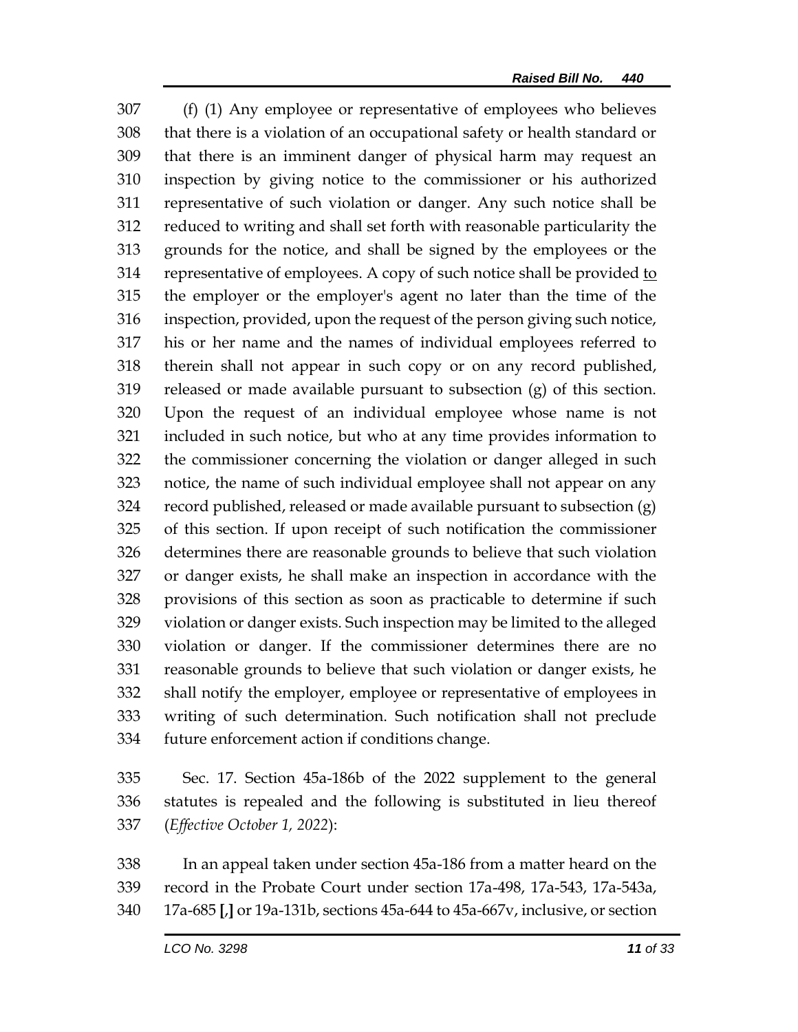(f) (1) Any employee or representative of employees who believes that there is a violation of an occupational safety or health standard or that there is an imminent danger of physical harm may request an inspection by giving notice to the commissioner or his authorized representative of such violation or danger. Any such notice shall be reduced to writing and shall set forth with reasonable particularity the grounds for the notice, and shall be signed by the employees or the representative of employees. A copy of such notice shall be provided to the employer or the employer's agent no later than the time of the inspection, provided, upon the request of the person giving such notice, his or her name and the names of individual employees referred to therein shall not appear in such copy or on any record published, released or made available pursuant to subsection (g) of this section. Upon the request of an individual employee whose name is not included in such notice, but who at any time provides information to the commissioner concerning the violation or danger alleged in such notice, the name of such individual employee shall not appear on any record published, released or made available pursuant to subsection (g) of this section. If upon receipt of such notification the commissioner determines there are reasonable grounds to believe that such violation or danger exists, he shall make an inspection in accordance with the provisions of this section as soon as practicable to determine if such violation or danger exists. Such inspection may be limited to the alleged violation or danger. If the commissioner determines there are no reasonable grounds to believe that such violation or danger exists, he shall notify the employer, employee or representative of employees in writing of such determination. Such notification shall not preclude future enforcement action if conditions change.

Sec. 17. Section 45a-186b of the 2022 supplement to the general statutes is repealed and the following is substituted in lieu thereof (*Effective October 1, 2022*):

In an appeal taken under section 45a-186 from a matter heard on the record in the Probate Court under section 17a-498, 17a-543, 17a-543a, 17a-685 [,] or 19a-131b, sections 45a-644 to 45a-667v, inclusive, or section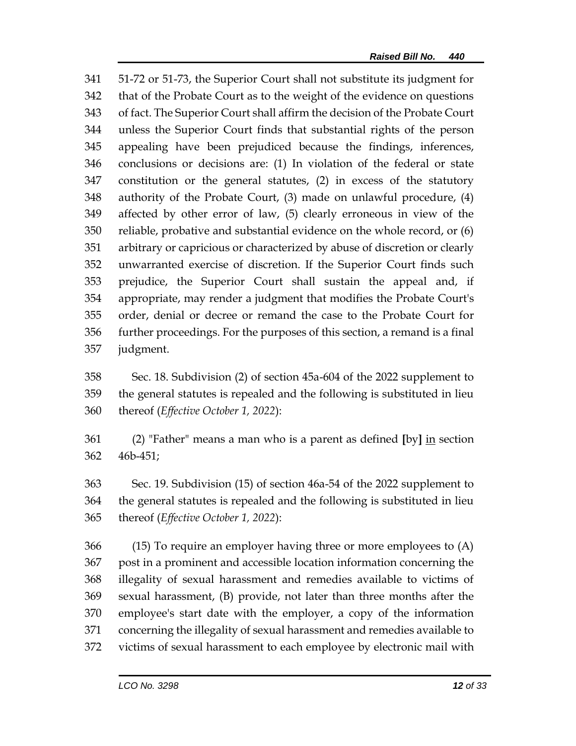51-72 or 51-73, the Superior Court shall not substitute its judgment for that of the Probate Court as to the weight of the evidence on questions of fact. The Superior Court shall affirm the decision of the Probate Court unless the Superior Court finds that substantial rights of the person appealing have been prejudiced because the findings, inferences, conclusions or decisions are: (1) In violation of the federal or state constitution or the general statutes, (2) in excess of the statutory authority of the Probate Court, (3) made on unlawful procedure, (4) affected by other error of law, (5) clearly erroneous in view of the reliable, probative and substantial evidence on the whole record, or (6) arbitrary or capricious or characterized by abuse of discretion or clearly unwarranted exercise of discretion. If the Superior Court finds such prejudice, the Superior Court shall sustain the appeal and, if appropriate, may render a judgment that modifies the Probate Court's order, denial or decree or remand the case to the Probate Court for further proceedings. For the purposes of this section, a remand is a final judgment.

Sec. 18. Subdivision (2) of section 45a-604 of the 2022 supplement to the general statutes is repealed and the following is substituted in lieu thereof (*Effective October 1, 2022*):

(2) "Father" means a man who is a parent as defined **[**by**]** <u>in</u> section 46b-451;

Sec. 19. Subdivision (15) of section 46a-54 of the 2022 supplement to the general statutes is repealed and the following is substituted in lieu thereof (*Effective October 1, 2022*):

(15) To require an employer having three or more employees to (A) post in a prominent and accessible location information concerning the illegality of sexual harassment and remedies available to victims of sexual harassment, (B) provide, not later than three months after the employee's start date with the employer, a copy of the information concerning the illegality of sexual harassment and remedies available to victims of sexual harassment to each employee by electronic mail with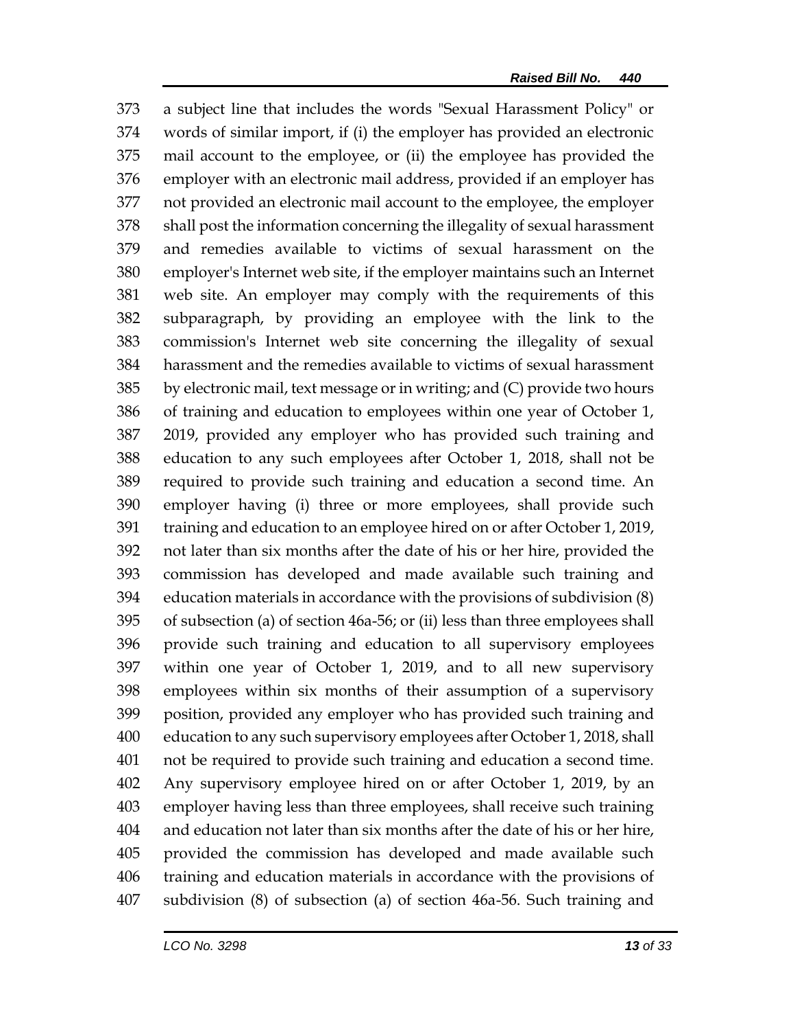a subject line that includes the words "Sexual Harassment Policy" or words of similar import, if (i) the employer has provided an electronic mail account to the employee, or (ii) the employee has provided the employer with an electronic mail address, provided if an employer has not provided an electronic mail account to the employee, the employer shall post the information concerning the illegality of sexual harassment and remedies available to victims of sexual harassment on the employer's Internet web site, if the employer maintains such an Internet web site. An employer may comply with the requirements of this subparagraph, by providing an employee with the link to the commission's Internet web site concerning the illegality of sexual harassment and the remedies available to victims of sexual harassment by electronic mail, text message or in writing; and (C) provide two hours of training and education to employees within one year of October 1, 2019, provided any employer who has provided such training and education to any such employees after October 1, 2018, shall not be required to provide such training and education a second time. An employer having (i) three or more employees, shall provide such training and education to an employee hired on or after October 1, 2019, not later than six months after the date of his or her hire, provided the commission has developed and made available such training and education materials in accordance with the provisions of subdivision (8) of subsection (a) of section 46a-56; or (ii) less than three employees shall provide such training and education to all supervisory employees within one year of October 1, 2019, and to all new supervisory employees within six months of their assumption of a supervisory position, provided any employer who has provided such training and education to any such supervisory employees after October 1, 2018, shall not be required to provide such training and education a second time. Any supervisory employee hired on or after October 1, 2019, by an employer having less than three employees, shall receive such training and education not later than six months after the date of his or her hire, provided the commission has developed and made available such training and education materials in accordance with the provisions of subdivision (8) of subsection (a) of section 46a-56. Such training and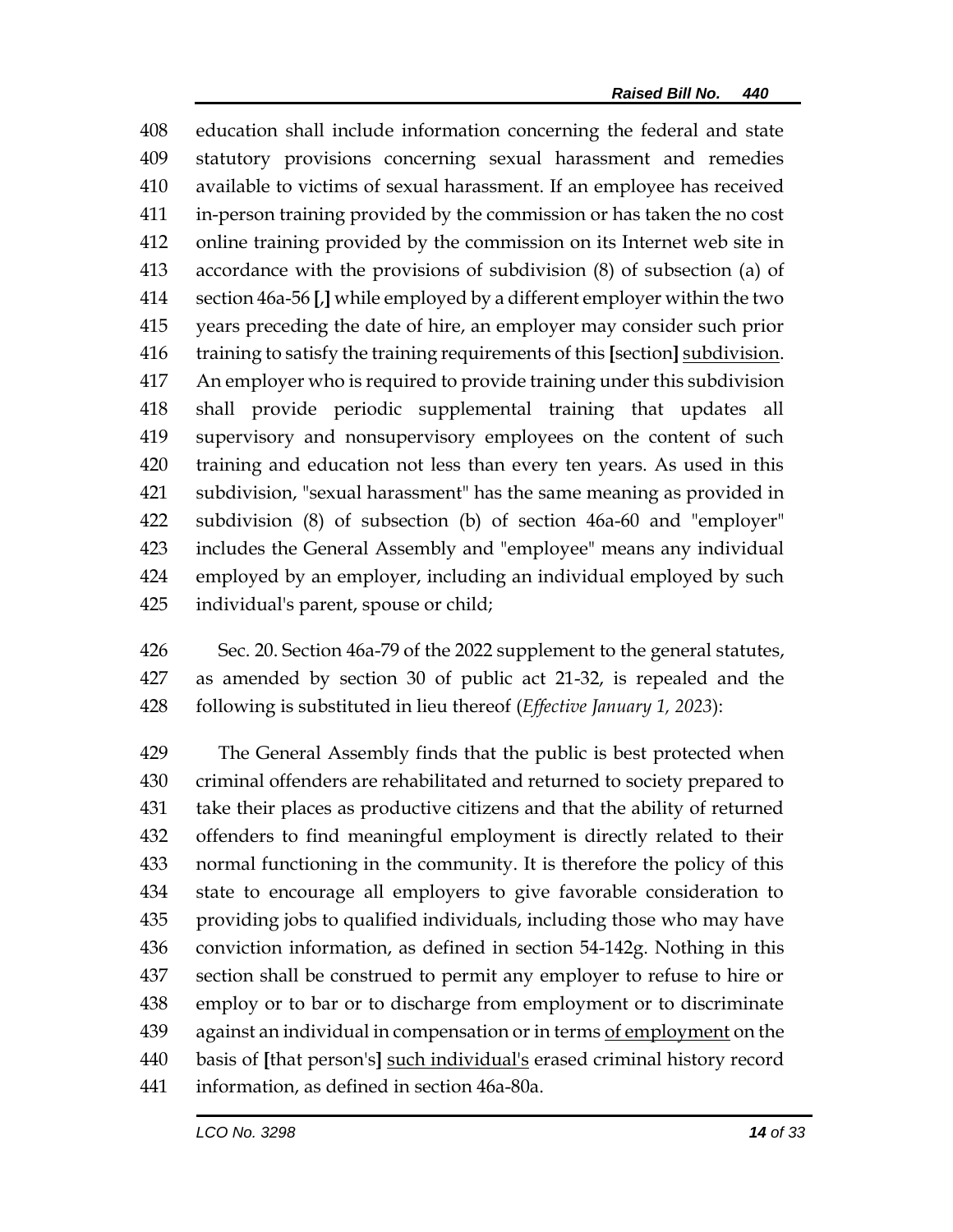408 education shall include information concerning the federal and state
409 statutory provisions concerning sexual harassment and remedies
410 available to victims of sexual harassment. If an employee has received
411 in-person training provided by the commission or has taken the no cost
412 online training provided by the commission on its Internet web site in
413 accordance with the provisions of subdivision (8) of subsection (a) of
414 section 46a-56 [,] while employed by a different employer within the two
415 years preceding the date of hire, an employer may consider such prior
416 training to satisfy the training requirements of this [section] <u>subdivision</u>.
417 An employer who is required to provide training under this subdivision
418 shall provide periodic supplemental training that updates all
419 supervisory and nonsupervisory employees on the content of such
420 training and education not less than every ten years. As used in this
421 subdivision, "sexual harassment" has the same meaning as provided in
422 subdivision (8) of subsection (b) of section 46a-60 and "employer"
423 includes the General Assembly and "employee" means any individual
424 employed by an employer, including an individual employed by such
425 individual's parent, spouse or child;

426 Sec. 20. Section 46a-79 of the 2022 supplement to the general statutes,
427 as amended by section 30 of public act 21-32, is repealed and the
428 following is substituted in lieu thereof (*Effective January 1, 2023*):

429 The General Assembly finds that the public is best protected when
430 criminal offenders are rehabilitated and returned to society prepared to
431 take their places as productive citizens and that the ability of returned
432 offenders to find meaningful employment is directly related to their
433 normal functioning in the community. It is therefore the policy of this
434 state to encourage all employers to give favorable consideration to
435 providing jobs to qualified individuals, including those who may have
436 conviction information, as defined in section 54-142g. Nothing in this
437 section shall be construed to permit any employer to refuse to hire or
438 employ or to bar or to discharge from employment or to discriminate
439 against an individual in compensation or in terms <u>of employment</u> on the
440 basis of [that person's] <u>such individual's</u> erased criminal history record
441 information, as defined in section 46a-80a.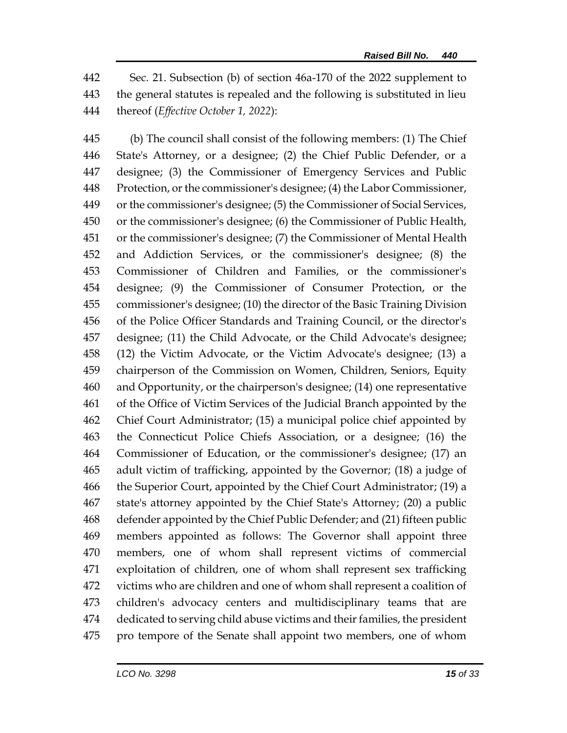Sec. 21. Subsection (b) of section 46a-170 of the 2022 supplement to the general statutes is repealed and the following is substituted in lieu thereof (*Effective October 1, 2022*):

(b) The council shall consist of the following members: (1) The Chief State's Attorney, or a designee; (2) the Chief Public Defender, or a designee; (3) the Commissioner of Emergency Services and Public Protection, or the commissioner's designee; (4) the Labor Commissioner, or the commissioner's designee; (5) the Commissioner of Social Services, or the commissioner's designee; (6) the Commissioner of Public Health, or the commissioner's designee; (7) the Commissioner of Mental Health and Addiction Services, or the commissioner's designee; (8) the Commissioner of Children and Families, or the commissioner's designee; (9) the Commissioner of Consumer Protection, or the commissioner's designee; (10) the director of the Basic Training Division of the Police Officer Standards and Training Council, or the director's designee; (11) the Child Advocate, or the Child Advocate's designee; (12) the Victim Advocate, or the Victim Advocate's designee; (13) a chairperson of the Commission on Women, Children, Seniors, Equity and Opportunity, or the chairperson's designee; (14) one representative of the Office of Victim Services of the Judicial Branch appointed by the Chief Court Administrator; (15) a municipal police chief appointed by the Connecticut Police Chiefs Association, or a designee; (16) the Commissioner of Education, or the commissioner's designee; (17) an adult victim of trafficking, appointed by the Governor; (18) a judge of the Superior Court, appointed by the Chief Court Administrator; (19) a state's attorney appointed by the Chief State's Attorney; (20) a public defender appointed by the Chief Public Defender; and (21) fifteen public members appointed as follows: The Governor shall appoint three members, one of whom shall represent victims of commercial exploitation of children, one of whom shall represent sex trafficking victims who are children and one of whom shall represent a coalition of children's advocacy centers and multidisciplinary teams that are dedicated to serving child abuse victims and their families, the president pro tempore of the Senate shall appoint two members, one of whom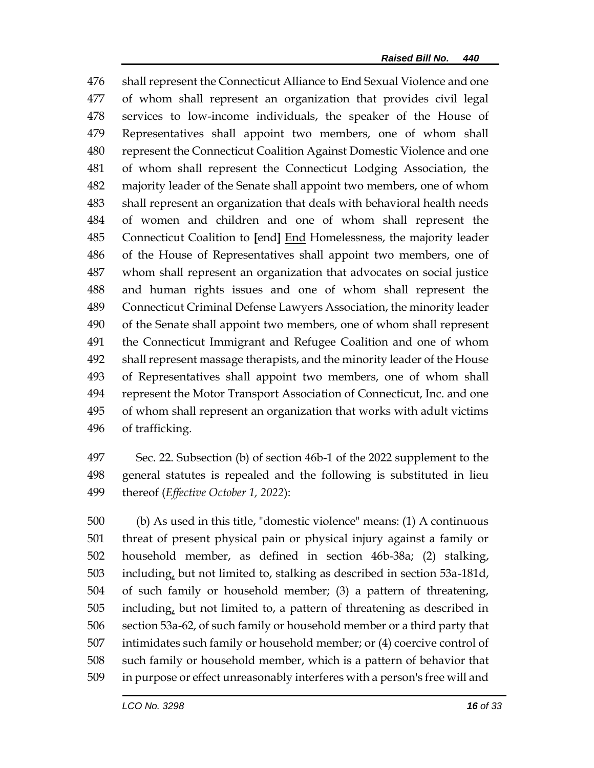476 shall represent the Connecticut Alliance to End Sexual Violence and one
477 of whom shall represent an organization that provides civil legal
478 services to low-income individuals, the speaker of the House of
479 Representatives shall appoint two members, one of whom shall
480 represent the Connecticut Coalition Against Domestic Violence and one
481 of whom shall represent the Connecticut Lodging Association, the
482 majority leader of the Senate shall appoint two members, one of whom
483 shall represent an organization that deals with behavioral health needs
484 of women and children and one of whom shall represent the
485 Connecticut Coalition to **[**end**]** <u>End</u> Homelessness, the majority leader
486 of the House of Representatives shall appoint two members, one of
487 whom shall represent an organization that advocates on social justice
488 and human rights issues and one of whom shall represent the
489 Connecticut Criminal Defense Lawyers Association, the minority leader
490 of the Senate shall appoint two members, one of whom shall represent
491 the Connecticut Immigrant and Refugee Coalition and one of whom
492 shall represent massage therapists, and the minority leader of the House
493 of Representatives shall appoint two members, one of whom shall
494 represent the Motor Transport Association of Connecticut, Inc. and one
495 of whom shall represent an organization that works with adult victims
496 of trafficking.

497 Sec. 22. Subsection (b) of section 46b-1 of the 2022 supplement to the
498 general statutes is repealed and the following is substituted in lieu
499 thereof (*Effective October 1, 2022*):

500 (b) As used in this title, "domestic violence" means: (1) A continuous
501 threat of present physical pain or physical injury against a family or
502 household member, as defined in section 46b-38a; (2) stalking,
503 including<u>,</u> but not limited to, stalking as described in section 53a-181d,
504 of such family or household member; (3) a pattern of threatening,
505 including<u>,</u> but not limited to, a pattern of threatening as described in
506 section 53a-62, of such family or household member or a third party that
507 intimidates such family or household member; or (4) coercive control of
508 such family or household member, which is a pattern of behavior that
509 in purpose or effect unreasonably interferes with a person's free will and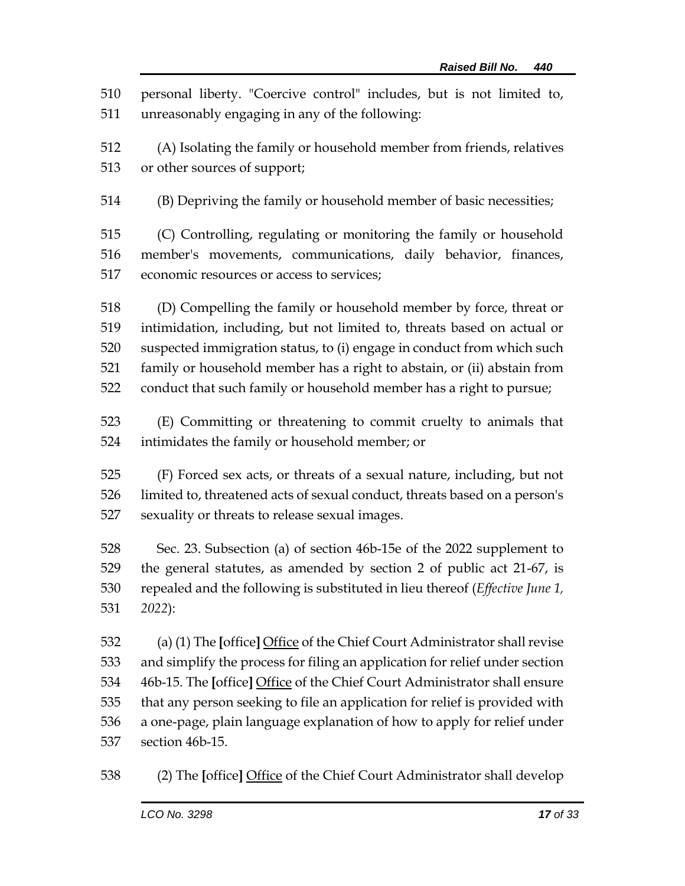510 personal liberty. "Coercive control" includes, but is not limited to,
511 unreasonably engaging in any of the following:

512 (A) Isolating the family or household member from friends, relatives
513 or other sources of support;

514 (B) Depriving the family or household member of basic necessities;

515 (C) Controlling, regulating or monitoring the family or household
516 member's movements, communications, daily behavior, finances,
517 economic resources or access to services;

518 (D) Compelling the family or household member by force, threat or
519 intimidation, including, but not limited to, threats based on actual or
520 suspected immigration status, to (i) engage in conduct from which such
521 family or household member has a right to abstain, or (ii) abstain from
522 conduct that such family or household member has a right to pursue;

523 (E) Committing or threatening to commit cruelty to animals that
524 intimidates the family or household member; or

525 (F) Forced sex acts, or threats of a sexual nature, including, but not
526 limited to, threatened acts of sexual conduct, threats based on a person's
527 sexuality or threats to release sexual images.

528 Sec. 23. Subsection (a) of section 46b-15e of the 2022 supplement to
529 the general statutes, as amended by section 2 of public act 21-67, is
530 repealed and the following is substituted in lieu thereof (*Effective June 1,*
531 *2022*):

532 (a) (1) The **[**office**]** <u>Office</u> of the Chief Court Administrator shall revise
533 and simplify the process for filing an application for relief under section
534 46b-15. The **[**office**]** <u>Office</u> of the Chief Court Administrator shall ensure
535 that any person seeking to file an application for relief is provided with
536 a one-page, plain language explanation of how to apply for relief under
537 section 46b-15.

538 (2) The **[**office**]** <u>Office</u> of the Chief Court Administrator shall develop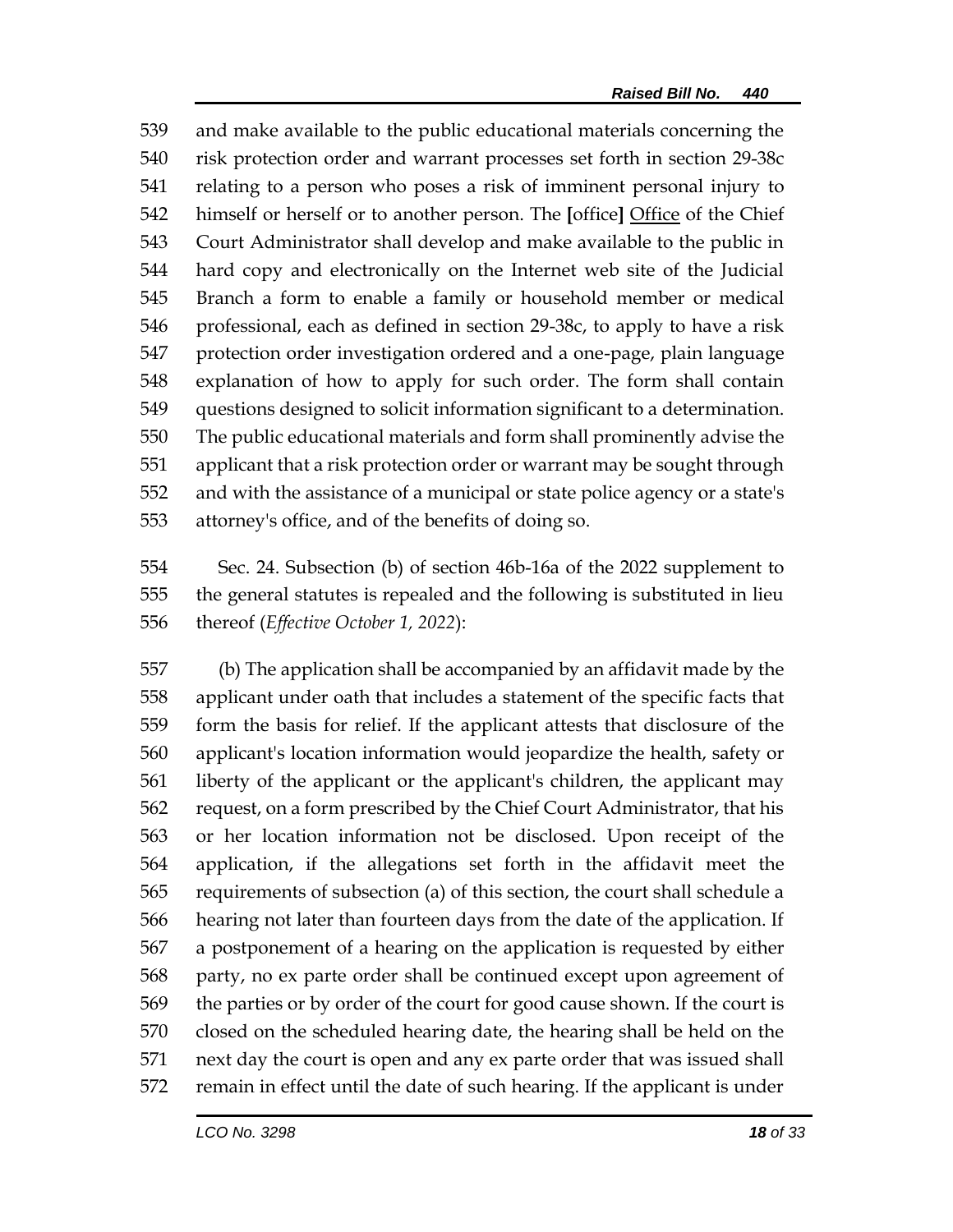539 and make available to the public educational materials concerning the
540 risk protection order and warrant processes set forth in section 29-38c
541 relating to a person who poses a risk of imminent personal injury to
542 himself or herself or to another person. The [office] <u>Office</u> of the Chief
543 Court Administrator shall develop and make available to the public in
544 hard copy and electronically on the Internet web site of the Judicial
545 Branch a form to enable a family or household member or medical
546 professional, each as defined in section 29-38c, to apply to have a risk
547 protection order investigation ordered and a one-page, plain language
548 explanation of how to apply for such order. The form shall contain
549 questions designed to solicit information significant to a determination.
550 The public educational materials and form shall prominently advise the
551 applicant that a risk protection order or warrant may be sought through
552 and with the assistance of a municipal or state police agency or a state's
553 attorney's office, and of the benefits of doing so.

554 Sec. 24. Subsection (b) of section 46b-16a of the 2022 supplement to
555 the general statutes is repealed and the following is substituted in lieu
556 thereof (*Effective October 1, 2022*):

557 (b) The application shall be accompanied by an affidavit made by the
558 applicant under oath that includes a statement of the specific facts that
559 form the basis for relief. If the applicant attests that disclosure of the
560 applicant's location information would jeopardize the health, safety or
561 liberty of the applicant or the applicant's children, the applicant may
562 request, on a form prescribed by the Chief Court Administrator, that his
563 or her location information not be disclosed. Upon receipt of the
564 application, if the allegations set forth in the affidavit meet the
565 requirements of subsection (a) of this section, the court shall schedule a
566 hearing not later than fourteen days from the date of the application. If
567 a postponement of a hearing on the application is requested by either
568 party, no ex parte order shall be continued except upon agreement of
569 the parties or by order of the court for good cause shown. If the court is
570 closed on the scheduled hearing date, the hearing shall be held on the
571 next day the court is open and any ex parte order that was issued shall
572 remain in effect until the date of such hearing. If the applicant is under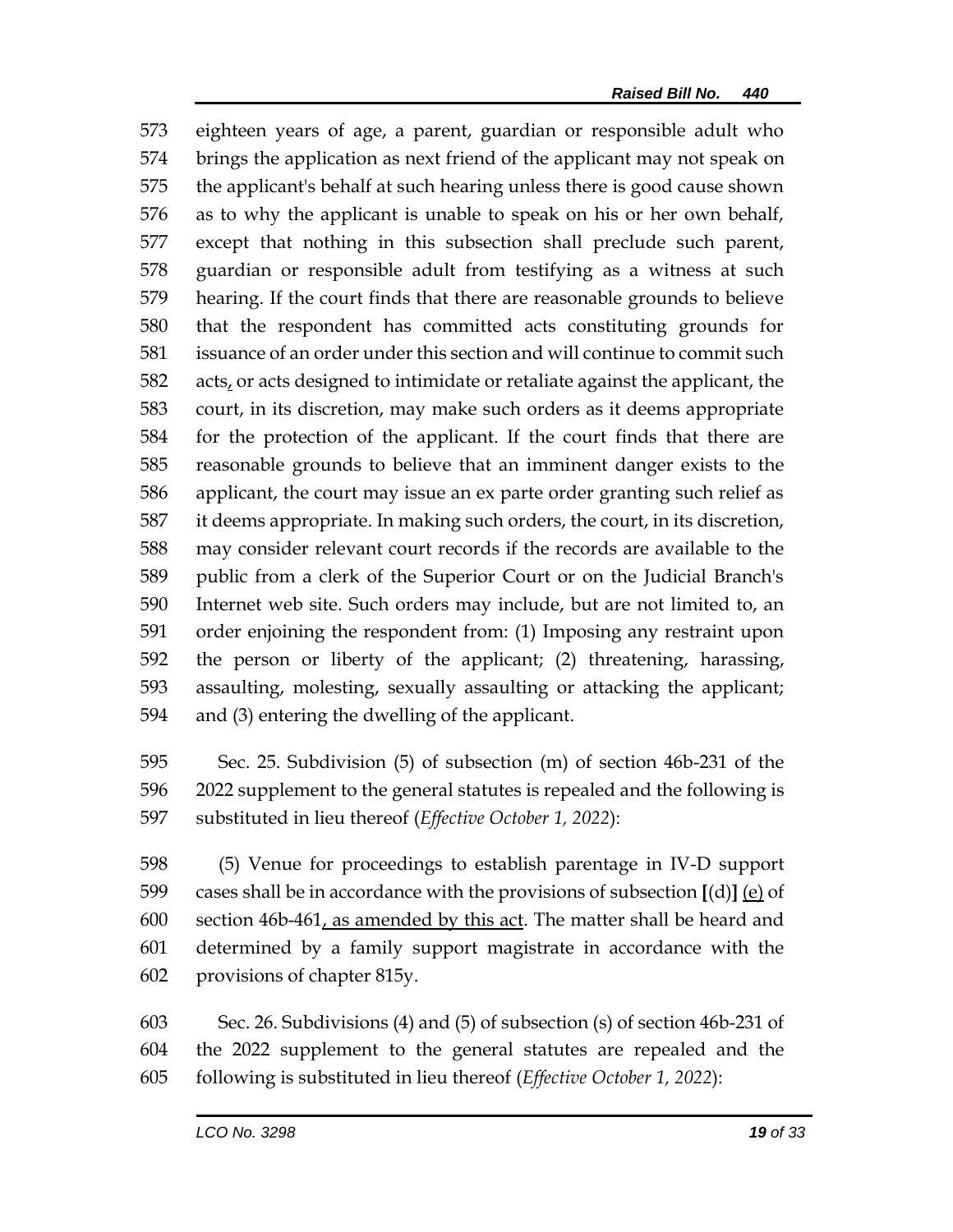573 eighteen years of age, a parent, guardian or responsible adult who
574 brings the application as next friend of the applicant may not speak on
575 the applicant's behalf at such hearing unless there is good cause shown
576 as to why the applicant is unable to speak on his or her own behalf,
577 except that nothing in this subsection shall preclude such parent,
578 guardian or responsible adult from testifying as a witness at such
579 hearing. If the court finds that there are reasonable grounds to believe
580 that the respondent has committed acts constituting grounds for
581 issuance of an order under this section and will continue to commit such
582 acts, or acts designed to intimidate or retaliate against the applicant, the
583 court, in its discretion, may make such orders as it deems appropriate
584 for the protection of the applicant. If the court finds that there are
585 reasonable grounds to believe that an imminent danger exists to the
586 applicant, the court may issue an ex parte order granting such relief as
587 it deems appropriate. In making such orders, the court, in its discretion,
588 may consider relevant court records if the records are available to the
589 public from a clerk of the Superior Court or on the Judicial Branch's
590 Internet web site. Such orders may include, but are not limited to, an
591 order enjoining the respondent from: (1) Imposing any restraint upon
592 the person or liberty of the applicant; (2) threatening, harassing,
593 assaulting, molesting, sexually assaulting or attacking the applicant;
594 and (3) entering the dwelling of the applicant.

595 Sec. 25. Subdivision (5) of subsection (m) of section 46b-231 of the
596 2022 supplement to the general statutes is repealed and the following is
597 substituted in lieu thereof (*Effective October 1, 2022*):

598 (5) Venue for proceedings to establish parentage in IV-D support
599 cases shall be in accordance with the provisions of subsection **[**(d)**]** <u>(e)</u> of
600 section 46b-461<u>, as amended by this act</u>. The matter shall be heard and
601 determined by a family support magistrate in accordance with the
602 provisions of chapter 815y.

603 Sec. 26. Subdivisions (4) and (5) of subsection (s) of section 46b-231 of
604 the 2022 supplement to the general statutes are repealed and the
605 following is substituted in lieu thereof (*Effective October 1, 2022*):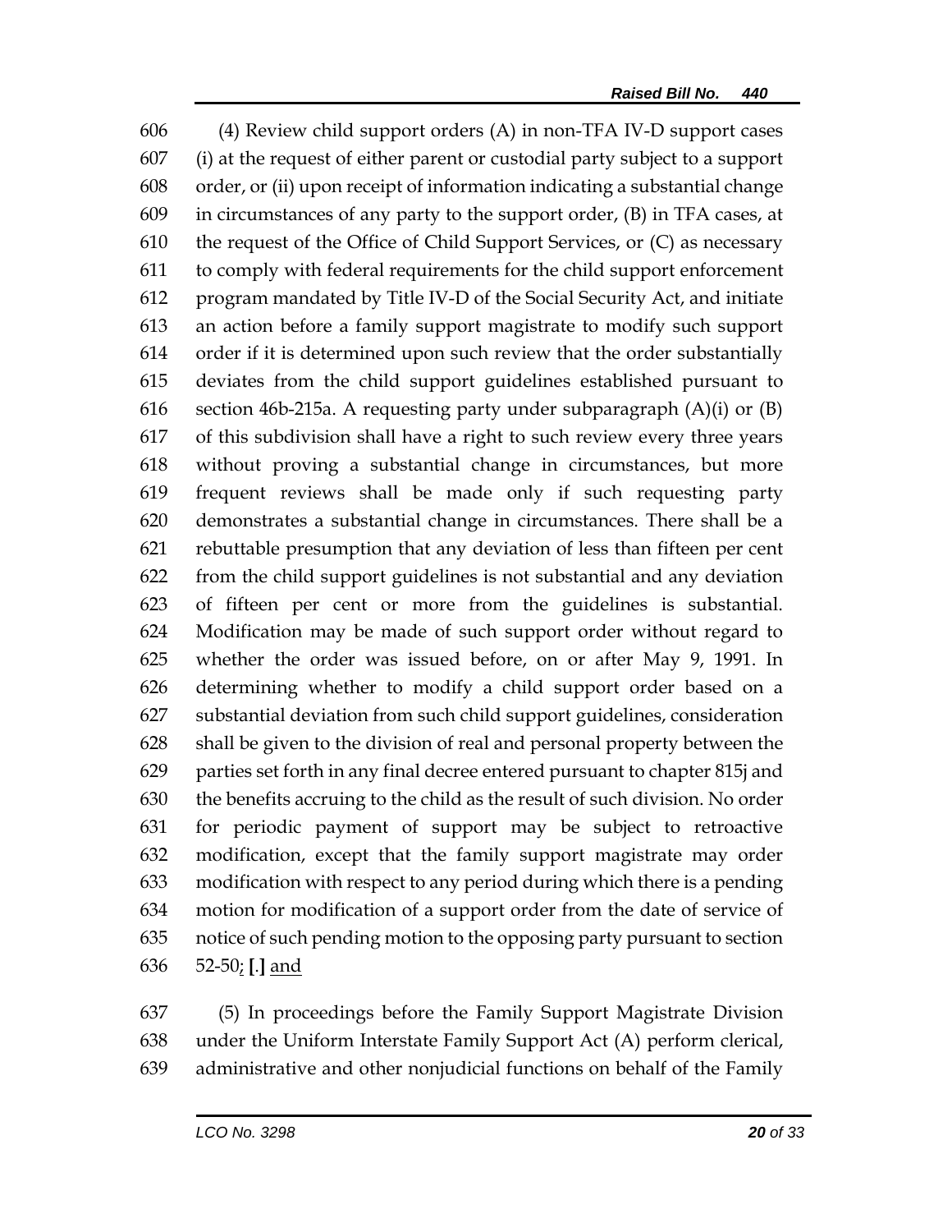(4) Review child support orders (A) in non-TFA IV-D support cases (i) at the request of either parent or custodial party subject to a support order, or (ii) upon receipt of information indicating a substantial change in circumstances of any party to the support order, (B) in TFA cases, at the request of the Office of Child Support Services, or (C) as necessary to comply with federal requirements for the child support enforcement program mandated by Title IV-D of the Social Security Act, and initiate an action before a family support magistrate to modify such support order if it is determined upon such review that the order substantially deviates from the child support guidelines established pursuant to section 46b-215a. A requesting party under subparagraph (A)(i) or (B) of this subdivision shall have a right to such review every three years without proving a substantial change in circumstances, but more frequent reviews shall be made only if such requesting party demonstrates a substantial change in circumstances. There shall be a rebuttable presumption that any deviation of less than fifteen per cent from the child support guidelines is not substantial and any deviation of fifteen per cent or more from the guidelines is substantial. Modification may be made of such support order without regard to whether the order was issued before, on or after May 9, 1991. In determining whether to modify a child support order based on a substantial deviation from such child support guidelines, consideration shall be given to the division of real and personal property between the parties set forth in any final decree entered pursuant to chapter 815j and the benefits accruing to the child as the result of such division. No order for periodic payment of support may be subject to retroactive modification, except that the family support magistrate may order modification with respect to any period during which there is a pending motion for modification of a support order from the date of service of notice of such pending motion to the opposing party pursuant to section 52-50; [.] and

(5) In proceedings before the Family Support Magistrate Division under the Uniform Interstate Family Support Act (A) perform clerical, administrative and other nonjudicial functions on behalf of the Family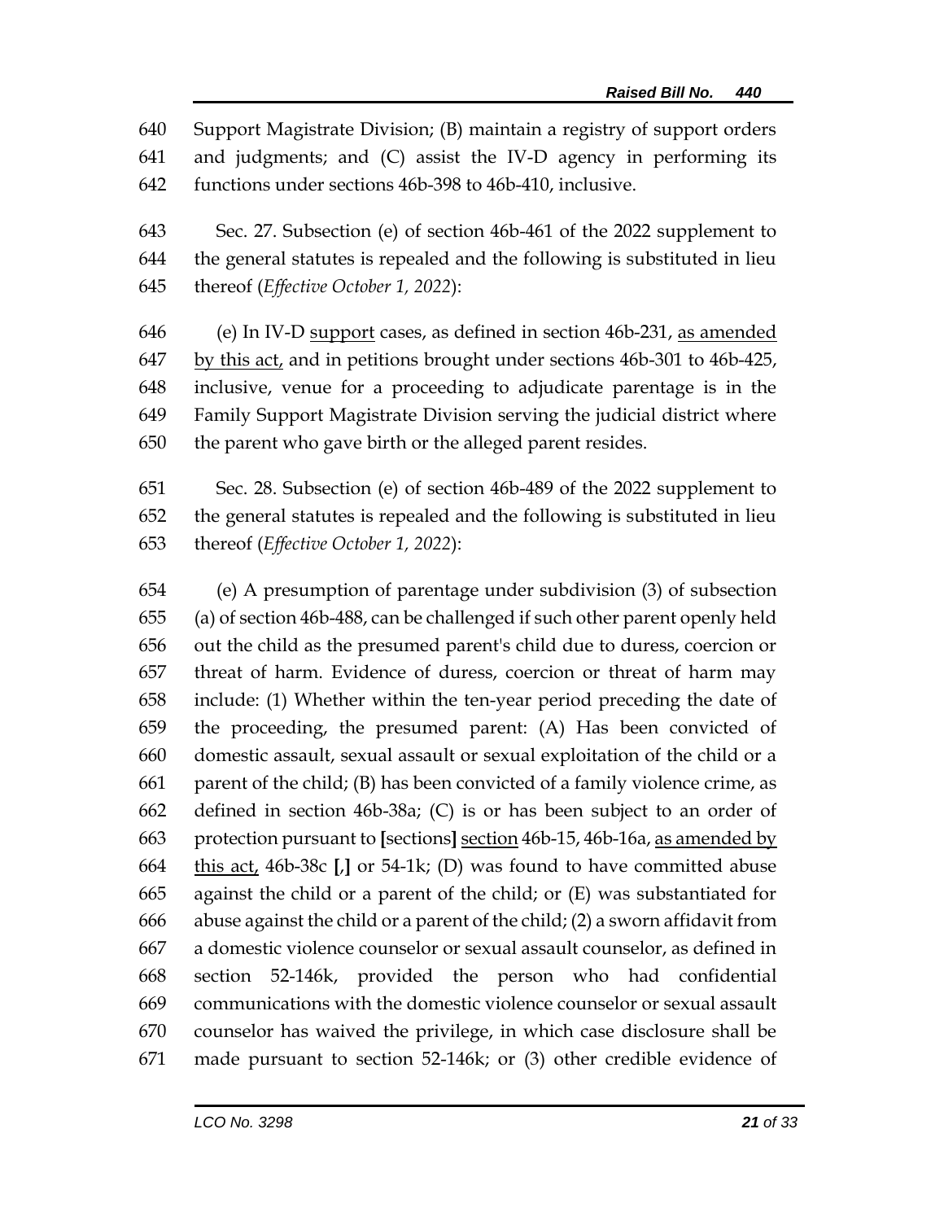640 Support Magistrate Division; (B) maintain a registry of support orders
641 and judgments; and (C) assist the IV-D agency in performing its
642 functions under sections 46b-398 to 46b-410, inclusive.

643 Sec. 27. Subsection (e) of section 46b-461 of the 2022 supplement to
644 the general statutes is repealed and the following is substituted in lieu
645 thereof (*Effective October 1, 2022*):

646 (e) In IV-D <u>support</u> cases, as defined in section 46b-231, <u>as amended</u>
647 <u>by this act,</u> and in petitions brought under sections 46b-301 to 46b-425,
648 inclusive, venue for a proceeding to adjudicate parentage is in the
649 Family Support Magistrate Division serving the judicial district where
650 the parent who gave birth or the alleged parent resides.

651 Sec. 28. Subsection (e) of section 46b-489 of the 2022 supplement to
652 the general statutes is repealed and the following is substituted in lieu
653 thereof (*Effective October 1, 2022*):

654 (e) A presumption of parentage under subdivision (3) of subsection
655 (a) of section 46b-488, can be challenged if such other parent openly held
656 out the child as the presumed parent's child due to duress, coercion or
657 threat of harm. Evidence of duress, coercion or threat of harm may
658 include: (1) Whether within the ten-year period preceding the date of
659 the proceeding, the presumed parent: (A) Has been convicted of
660 domestic assault, sexual assault or sexual exploitation of the child or a
661 parent of the child; (B) has been convicted of a family violence crime, as
662 defined in section 46b-38a; (C) is or has been subject to an order of
663 protection pursuant to **[**sections**]** <u>section</u> 46b-15, 46b-16a, <u>as amended by</u>
664 <u>this act,</u> 46b-38c **[**,**]** or 54-1k; (D) was found to have committed abuse
665 against the child or a parent of the child; or (E) was substantiated for
666 abuse against the child or a parent of the child; (2) a sworn affidavit from
667 a domestic violence counselor or sexual assault counselor, as defined in
668 section 52-146k, provided the person who had confidential
669 communications with the domestic violence counselor or sexual assault
670 counselor has waived the privilege, in which case disclosure shall be
671 made pursuant to section 52-146k; or (3) other credible evidence of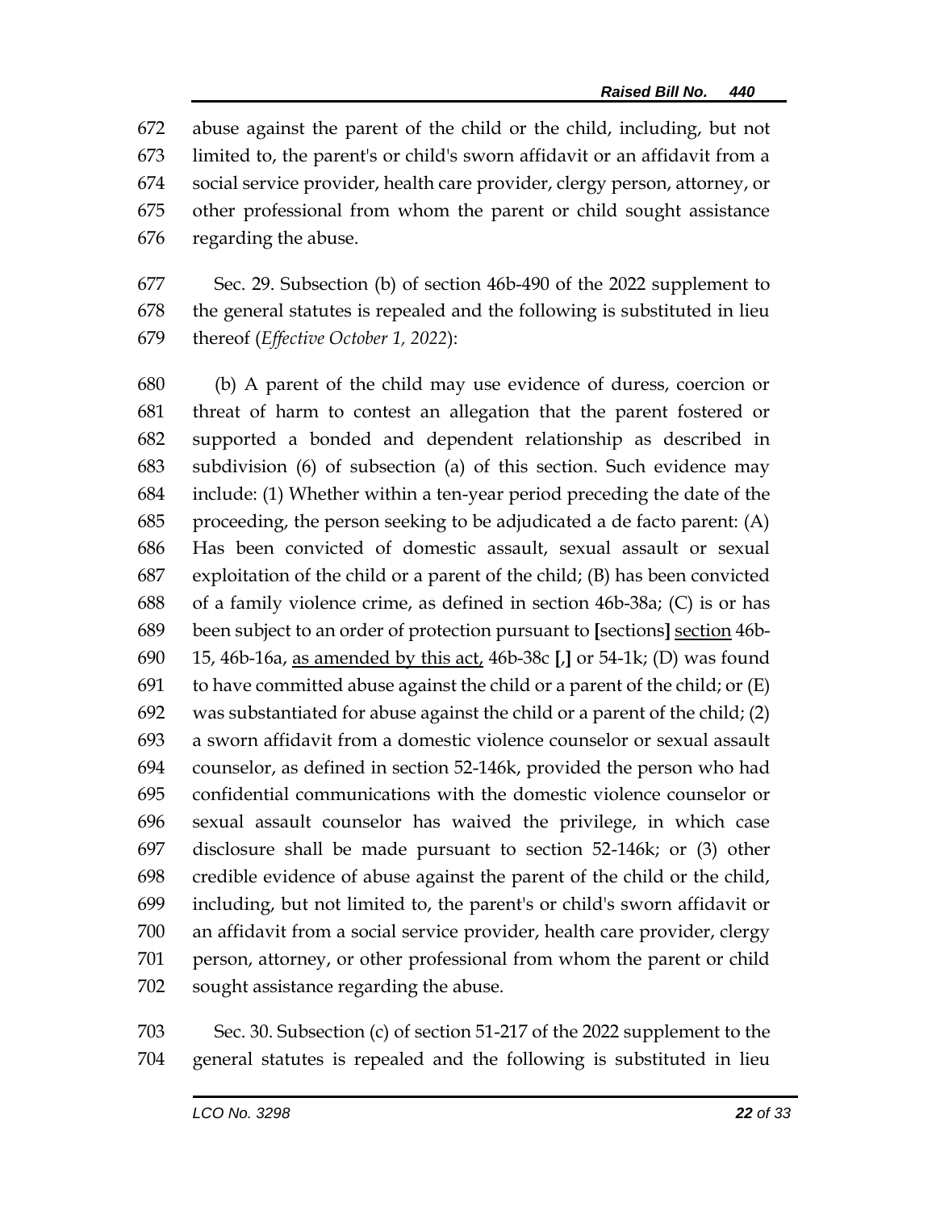abuse against the parent of the child or the child, including, but not limited to, the parent's or child's sworn affidavit or an affidavit from a social service provider, health care provider, clergy person, attorney, or other professional from whom the parent or child sought assistance regarding the abuse.

Sec. 29. Subsection (b) of section 46b-490 of the 2022 supplement to the general statutes is repealed and the following is substituted in lieu thereof (*Effective October 1, 2022*):

(b) A parent of the child may use evidence of duress, coercion or threat of harm to contest an allegation that the parent fostered or supported a bonded and dependent relationship as described in subdivision (6) of subsection (a) of this section. Such evidence may include: (1) Whether within a ten-year period preceding the date of the proceeding, the person seeking to be adjudicated a de facto parent: (A) Has been convicted of domestic assault, sexual assault or sexual exploitation of the child or a parent of the child; (B) has been convicted of a family violence crime, as defined in section 46b-38a; (C) is or has been subject to an order of protection pursuant to [sections] <u>section</u> 46b-15, 46b-16a, <u>as amended by this act,</u> 46b-38c [,] or 54-1k; (D) was found to have committed abuse against the child or a parent of the child; or (E) was substantiated for abuse against the child or a parent of the child; (2) a sworn affidavit from a domestic violence counselor or sexual assault counselor, as defined in section 52-146k, provided the person who had confidential communications with the domestic violence counselor or sexual assault counselor has waived the privilege, in which case disclosure shall be made pursuant to section 52-146k; or (3) other credible evidence of abuse against the parent of the child or the child, including, but not limited to, the parent's or child's sworn affidavit or an affidavit from a social service provider, health care provider, clergy person, attorney, or other professional from whom the parent or child sought assistance regarding the abuse.

Sec. 30. Subsection (c) of section 51-217 of the 2022 supplement to the general statutes is repealed and the following is substituted in lieu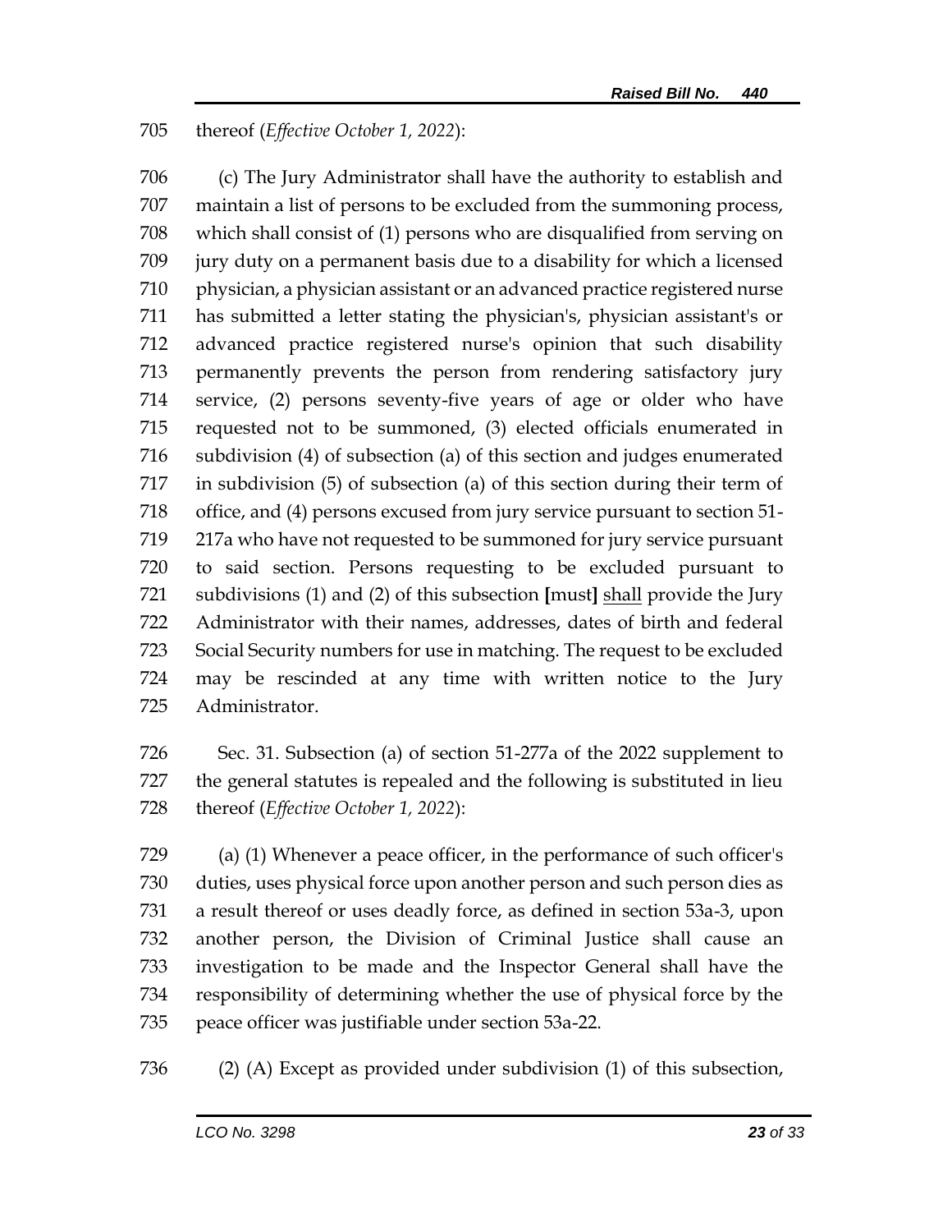705 thereof (*Effective October 1, 2022*):

706 (c) The Jury Administrator shall have the authority to establish and 707 maintain a list of persons to be excluded from the summoning process, 708 which shall consist of (1) persons who are disqualified from serving on 709 jury duty on a permanent basis due to a disability for which a licensed 710 physician, a physician assistant or an advanced practice registered nurse 711 has submitted a letter stating the physician's, physician assistant's or 712 advanced practice registered nurse's opinion that such disability 713 permanently prevents the person from rendering satisfactory jury 714 service, (2) persons seventy-five years of age or older who have 715 requested not to be summoned, (3) elected officials enumerated in 716 subdivision (4) of subsection (a) of this section and judges enumerated 717 in subdivision (5) of subsection (a) of this section during their term of 718 office, and (4) persons excused from jury service pursuant to section 51- 719 217a who have not requested to be summoned for jury service pursuant 720 to said section. Persons requesting to be excluded pursuant to 721 subdivisions (1) and (2) of this subsection **[**must**]** <u>shall</u> provide the Jury 722 Administrator with their names, addresses, dates of birth and federal 723 Social Security numbers for use in matching. The request to be excluded 724 may be rescinded at any time with written notice to the Jury 725 Administrator.

726 Sec. 31. Subsection (a) of section 51-277a of the 2022 supplement to 727 the general statutes is repealed and the following is substituted in lieu 728 thereof (*Effective October 1, 2022*):

729 (a) (1) Whenever a peace officer, in the performance of such officer's 730 duties, uses physical force upon another person and such person dies as 731 a result thereof or uses deadly force, as defined in section 53a-3, upon 732 another person, the Division of Criminal Justice shall cause an 733 investigation to be made and the Inspector General shall have the 734 responsibility of determining whether the use of physical force by the 735 peace officer was justifiable under section 53a-22.

736 (2) (A) Except as provided under subdivision (1) of this subsection,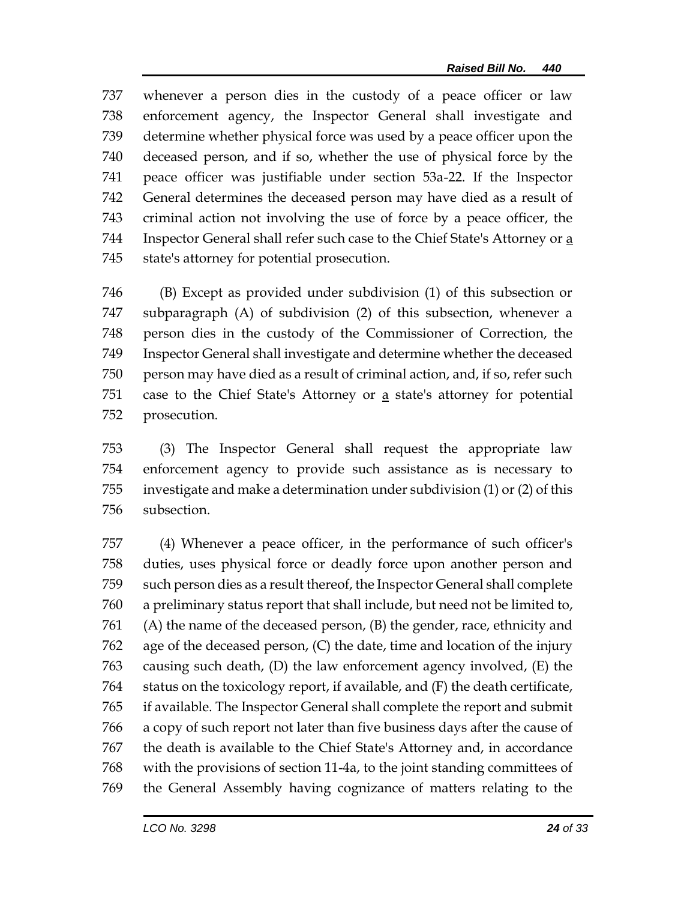whenever a person dies in the custody of a peace officer or law enforcement agency, the Inspector General shall investigate and determine whether physical force was used by a peace officer upon the deceased person, and if so, whether the use of physical force by the peace officer was justifiable under section 53a-22. If the Inspector General determines the deceased person may have died as a result of criminal action not involving the use of force by a peace officer, the Inspector General shall refer such case to the Chief State's Attorney or a state's attorney for potential prosecution.

(B) Except as provided under subdivision (1) of this subsection or subparagraph (A) of subdivision (2) of this subsection, whenever a person dies in the custody of the Commissioner of Correction, the Inspector General shall investigate and determine whether the deceased person may have died as a result of criminal action, and, if so, refer such case to the Chief State's Attorney or a state's attorney for potential prosecution.

(3) The Inspector General shall request the appropriate law enforcement agency to provide such assistance as is necessary to investigate and make a determination under subdivision (1) or (2) of this subsection.

(4) Whenever a peace officer, in the performance of such officer's duties, uses physical force or deadly force upon another person and such person dies as a result thereof, the Inspector General shall complete a preliminary status report that shall include, but need not be limited to, (A) the name of the deceased person, (B) the gender, race, ethnicity and age of the deceased person, (C) the date, time and location of the injury causing such death, (D) the law enforcement agency involved, (E) the status on the toxicology report, if available, and (F) the death certificate, if available. The Inspector General shall complete the report and submit a copy of such report not later than five business days after the cause of the death is available to the Chief State's Attorney and, in accordance with the provisions of section 11-4a, to the joint standing committees of the General Assembly having cognizance of matters relating to the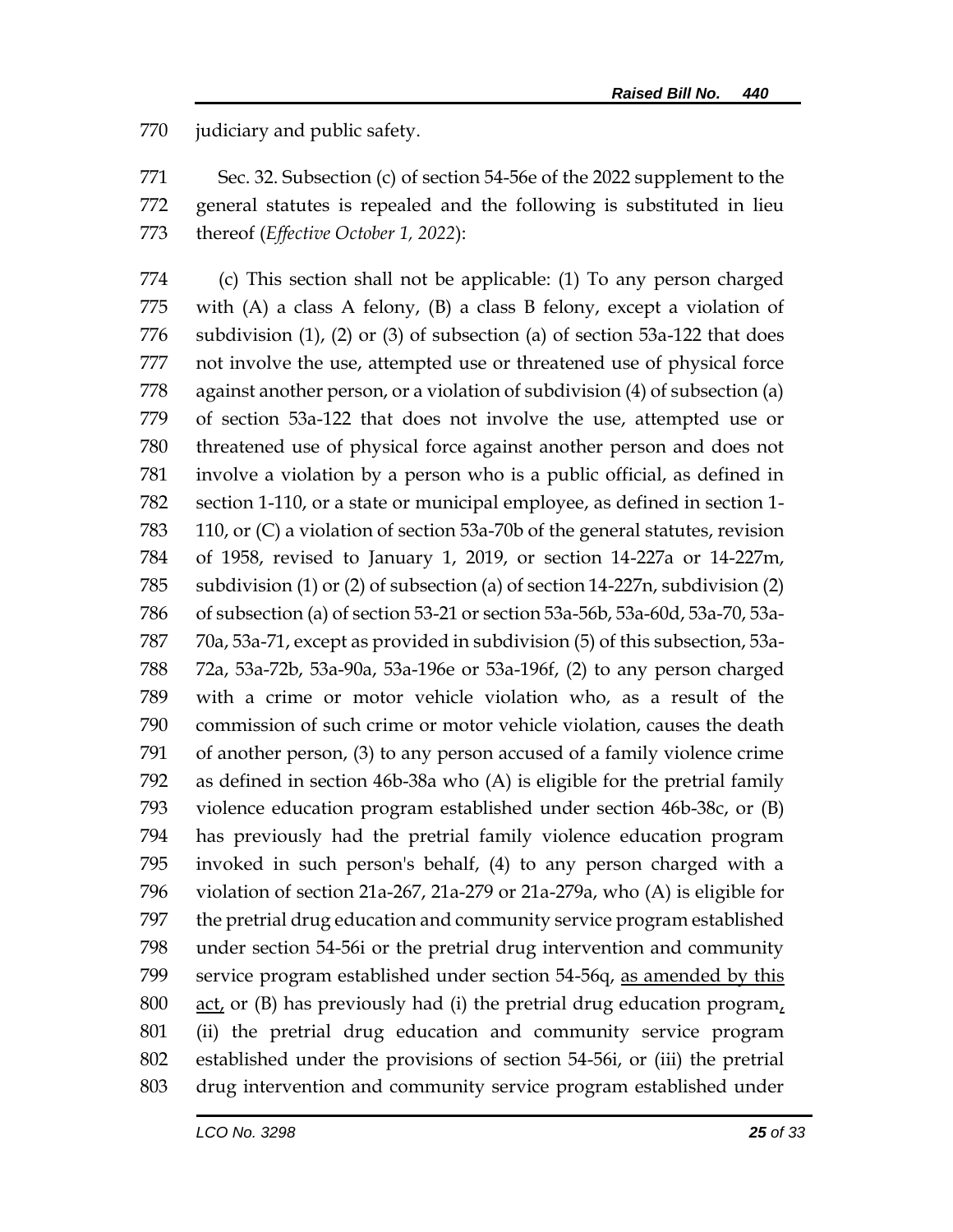770 judiciary and public safety.

771 Sec. 32. Subsection (c) of section 54-56e of the 2022 supplement to the
772 general statutes is repealed and the following is substituted in lieu
773 thereof (*Effective October 1, 2022*):

774 (c) This section shall not be applicable: (1) To any person charged
775 with (A) a class A felony, (B) a class B felony, except a violation of
776 subdivision (1), (2) or (3) of subsection (a) of section 53a-122 that does
777 not involve the use, attempted use or threatened use of physical force
778 against another person, or a violation of subdivision (4) of subsection (a)
779 of section 53a-122 that does not involve the use, attempted use or
780 threatened use of physical force against another person and does not
781 involve a violation by a person who is a public official, as defined in
782 section 1-110, or a state or municipal employee, as defined in section 1-
783 110, or (C) a violation of section 53a-70b of the general statutes, revision
784 of 1958, revised to January 1, 2019, or section 14-227a or 14-227m,
785 subdivision (1) or (2) of subsection (a) of section 14-227n, subdivision (2)
786 of subsection (a) of section 53-21 or section 53a-56b, 53a-60d, 53a-70, 53a-
787 70a, 53a-71, except as provided in subdivision (5) of this subsection, 53a-
788 72a, 53a-72b, 53a-90a, 53a-196e or 53a-196f, (2) to any person charged
789 with a crime or motor vehicle violation who, as a result of the
790 commission of such crime or motor vehicle violation, causes the death
791 of another person, (3) to any person accused of a family violence crime
792 as defined in section 46b-38a who (A) is eligible for the pretrial family
793 violence education program established under section 46b-38c, or (B)
794 has previously had the pretrial family violence education program
795 invoked in such person's behalf, (4) to any person charged with a
796 violation of section 21a-267, 21a-279 or 21a-279a, who (A) is eligible for
797 the pretrial drug education and community service program established
798 under section 54-56i or the pretrial drug intervention and community
799 service program established under section 54-56q, <u>as amended by this</u>
800 <u>act,</u> or (B) has previously had (i) the pretrial drug education program<u>,</u>
801 (ii) the pretrial drug education and community service program
802 established under the provisions of section 54-56i, or (iii) the pretrial
803 drug intervention and community service program established under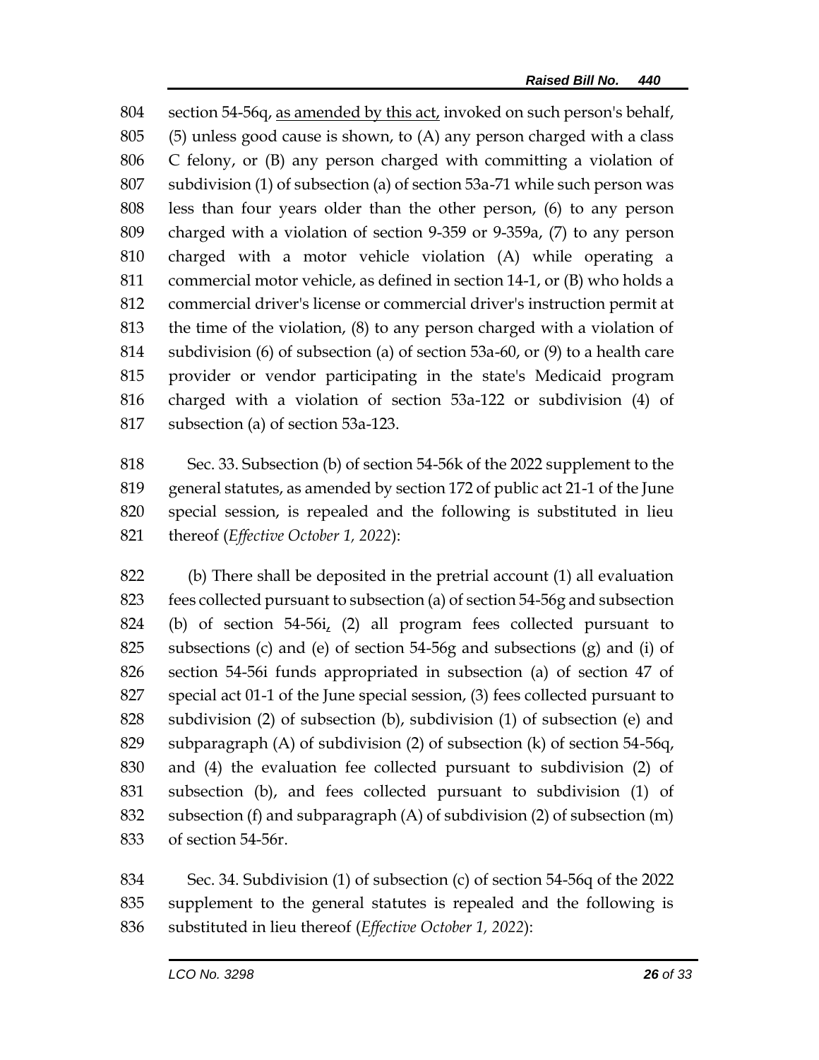section 54-56q, as amended by this act, invoked on such person's behalf, (5) unless good cause is shown, to (A) any person charged with a class C felony, or (B) any person charged with committing a violation of subdivision (1) of subsection (a) of section 53a-71 while such person was less than four years older than the other person, (6) to any person charged with a violation of section 9-359 or 9-359a, (7) to any person charged with a motor vehicle violation (A) while operating a commercial motor vehicle, as defined in section 14-1, or (B) who holds a commercial driver's license or commercial driver's instruction permit at the time of the violation, (8) to any person charged with a violation of subdivision (6) of subsection (a) of section 53a-60, or (9) to a health care provider or vendor participating in the state's Medicaid program charged with a violation of section 53a-122 or subdivision (4) of subsection (a) of section 53a-123.

Sec. 33. Subsection (b) of section 54-56k of the 2022 supplement to the general statutes, as amended by section 172 of public act 21-1 of the June special session, is repealed and the following is substituted in lieu thereof (*Effective October 1, 2022*):

(b) There shall be deposited in the pretrial account (1) all evaluation fees collected pursuant to subsection (a) of section 54-56g and subsection (b) of section 54-56i, (2) all program fees collected pursuant to subsections (c) and (e) of section 54-56g and subsections (g) and (i) of section 54-56i funds appropriated in subsection (a) of section 47 of special act 01-1 of the June special session, (3) fees collected pursuant to subdivision (2) of subsection (b), subdivision (1) of subsection (e) and subparagraph (A) of subdivision (2) of subsection (k) of section 54-56q, and (4) the evaluation fee collected pursuant to subdivision (2) of subsection (b), and fees collected pursuant to subdivision (1) of subsection (f) and subparagraph (A) of subdivision (2) of subsection (m) of section 54-56r.

Sec. 34. Subdivision (1) of subsection (c) of section 54-56q of the 2022 supplement to the general statutes is repealed and the following is substituted in lieu thereof (*Effective October 1, 2022*):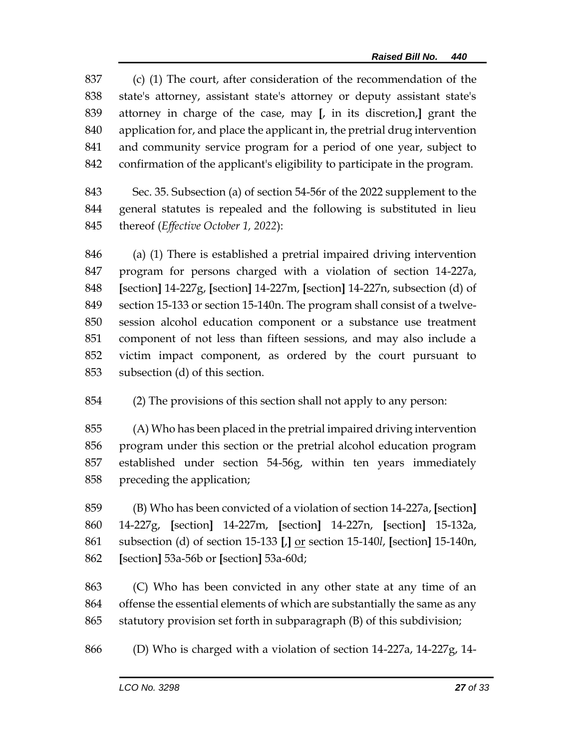837 (c) (1) The court, after consideration of the recommendation of the
838 state's attorney, assistant state's attorney or deputy assistant state's
839 attorney in charge of the case, may **[**, in its discretion,**]** grant the
840 application for, and place the applicant in, the pretrial drug intervention
841 and community service program for a period of one year, subject to
842 confirmation of the applicant's eligibility to participate in the program.

843 Sec. 35. Subsection (a) of section 54-56r of the 2022 supplement to the
844 general statutes is repealed and the following is substituted in lieu
845 thereof (*Effective October 1, 2022*):

846 (a) (1) There is established a pretrial impaired driving intervention
847 program for persons charged with a violation of section 14-227a,
848 **[**section**]** 14-227g, **[**section**]** 14-227m, **[**section**]** 14-227n, subsection (d) of
849 section 15-133 or section 15-140n. The program shall consist of a twelve-
850 session alcohol education component or a substance use treatment
851 component of not less than fifteen sessions, and may also include a
852 victim impact component, as ordered by the court pursuant to
853 subsection (d) of this section.

854 (2) The provisions of this section shall not apply to any person:

855 (A) Who has been placed in the pretrial impaired driving intervention
856 program under this section or the pretrial alcohol education program
857 established under section 54-56g, within ten years immediately
858 preceding the application;

859 (B) Who has been convicted of a violation of section 14-227a, **[**section**]**
860 14-227g, **[**section**]** 14-227m, **[**section**]** 14-227n, **[**section**]** 15-132a,
861 subsection (d) of section 15-133 **[**,**]** <u>or</u> section 15-140*l*, **[**section**]** 15-140n,
862 **[**section**]** 53a-56b or **[**section**]** 53a-60d;

863 (C) Who has been convicted in any other state at any time of an
864 offense the essential elements of which are substantially the same as any
865 statutory provision set forth in subparagraph (B) of this subdivision;

866 (D) Who is charged with a violation of section 14-227a, 14-227g, 14-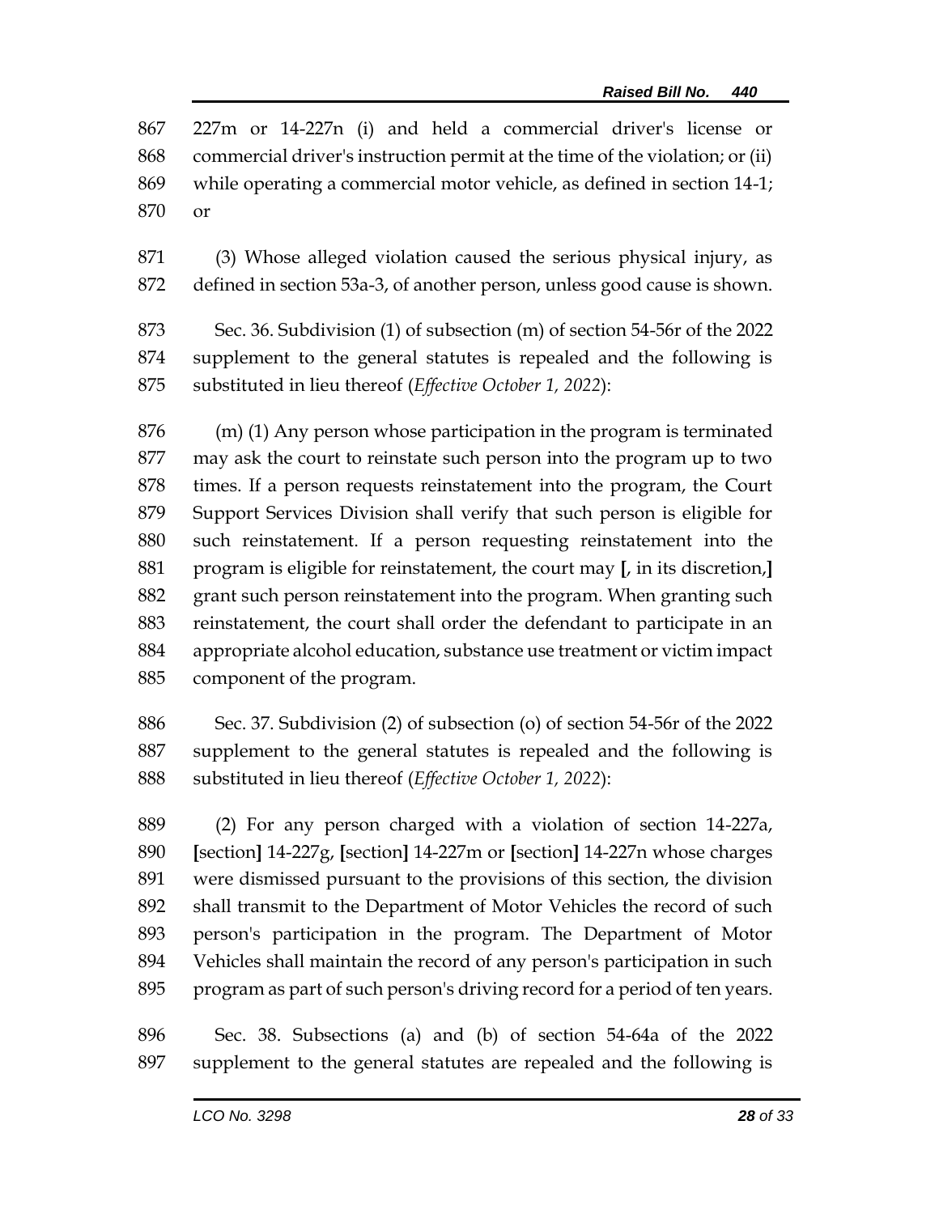867 227m or 14-227n (i) and held a commercial driver's license or
868 commercial driver's instruction permit at the time of the violation; or (ii)
869 while operating a commercial motor vehicle, as defined in section 14-1;
870 or

871 (3) Whose alleged violation caused the serious physical injury, as
872 defined in section 53a-3, of another person, unless good cause is shown.

873 Sec. 36. Subdivision (1) of subsection (m) of section 54-56r of the 2022
874 supplement to the general statutes is repealed and the following is
875 substituted in lieu thereof (*Effective October 1, 2022*):

876 (m) (1) Any person whose participation in the program is terminated
877 may ask the court to reinstate such person into the program up to two
878 times. If a person requests reinstatement into the program, the Court
879 Support Services Division shall verify that such person is eligible for
880 such reinstatement. If a person requesting reinstatement into the
881 program is eligible for reinstatement, the court may **[**, in its discretion,**]**
882 grant such person reinstatement into the program. When granting such
883 reinstatement, the court shall order the defendant to participate in an
884 appropriate alcohol education, substance use treatment or victim impact
885 component of the program.

886 Sec. 37. Subdivision (2) of subsection (o) of section 54-56r of the 2022
887 supplement to the general statutes is repealed and the following is
888 substituted in lieu thereof (*Effective October 1, 2022*):

889 (2) For any person charged with a violation of section 14-227a,
890 **[**section**]** 14-227g, **[**section**]** 14-227m or **[**section**]** 14-227n whose charges
891 were dismissed pursuant to the provisions of this section, the division
892 shall transmit to the Department of Motor Vehicles the record of such
893 person's participation in the program. The Department of Motor
894 Vehicles shall maintain the record of any person's participation in such
895 program as part of such person's driving record for a period of ten years.

896 Sec. 38. Subsections (a) and (b) of section 54-64a of the 2022
897 supplement to the general statutes are repealed and the following is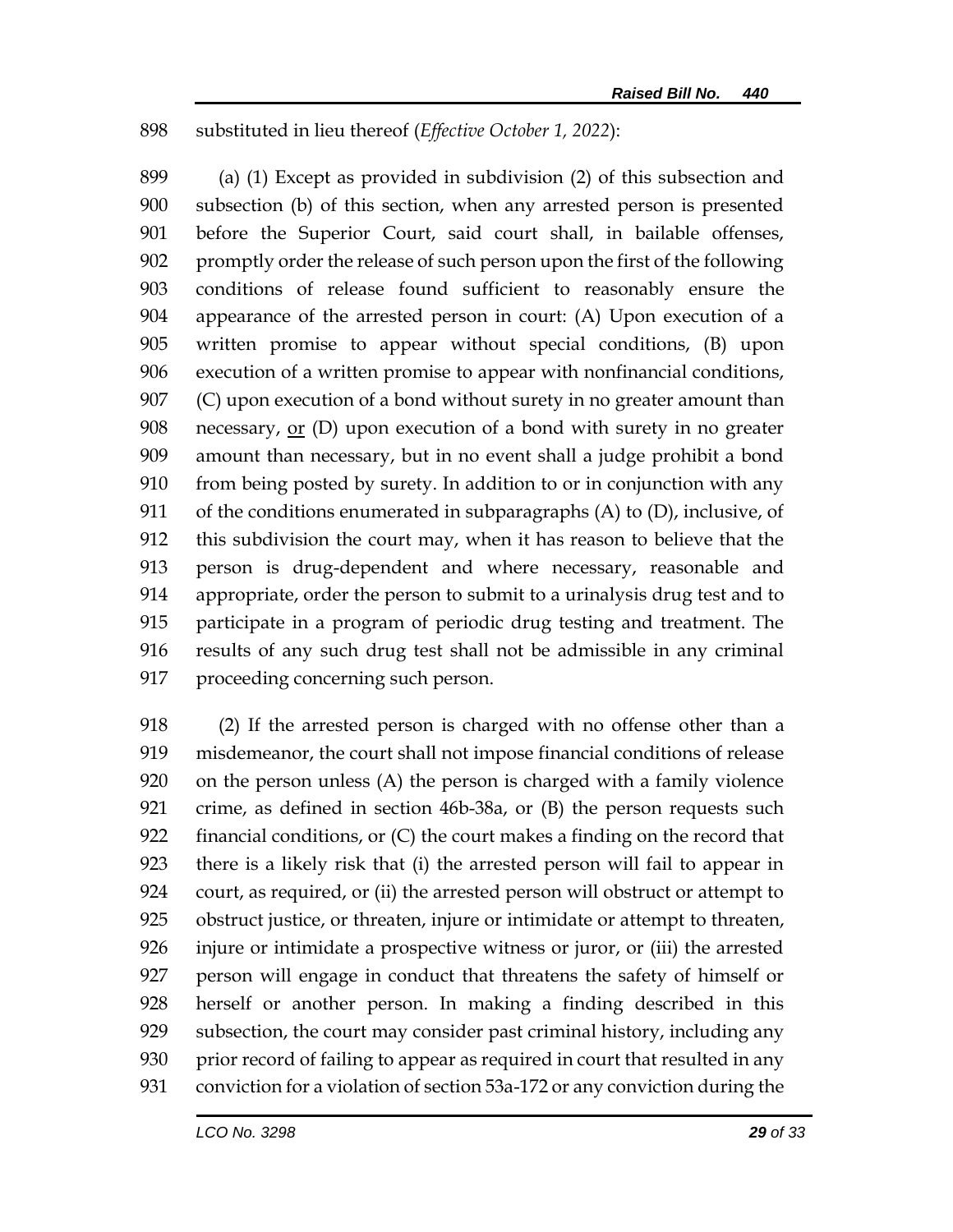898 substituted in lieu thereof (*Effective October 1, 2022*):

899 (a) (1) Except as provided in subdivision (2) of this subsection and
900 subsection (b) of this section, when any arrested person is presented
901 before the Superior Court, said court shall, in bailable offenses,
902 promptly order the release of such person upon the first of the following
903 conditions of release found sufficient to reasonably ensure the
904 appearance of the arrested person in court: (A) Upon execution of a
905 written promise to appear without special conditions, (B) upon
906 execution of a written promise to appear with nonfinancial conditions,
907 (C) upon execution of a bond without surety in no greater amount than
908 necessary, or (D) upon execution of a bond with surety in no greater
909 amount than necessary, but in no event shall a judge prohibit a bond
910 from being posted by surety. In addition to or in conjunction with any
911 of the conditions enumerated in subparagraphs (A) to (D), inclusive, of
912 this subdivision the court may, when it has reason to believe that the
913 person is drug-dependent and where necessary, reasonable and
914 appropriate, order the person to submit to a urinalysis drug test and to
915 participate in a program of periodic drug testing and treatment. The
916 results of any such drug test shall not be admissible in any criminal
917 proceeding concerning such person.

918 (2) If the arrested person is charged with no offense other than a
919 misdemeanor, the court shall not impose financial conditions of release
920 on the person unless (A) the person is charged with a family violence
921 crime, as defined in section 46b-38a, or (B) the person requests such
922 financial conditions, or (C) the court makes a finding on the record that
923 there is a likely risk that (i) the arrested person will fail to appear in
924 court, as required, or (ii) the arrested person will obstruct or attempt to
925 obstruct justice, or threaten, injure or intimidate or attempt to threaten,
926 injure or intimidate a prospective witness or juror, or (iii) the arrested
927 person will engage in conduct that threatens the safety of himself or
928 herself or another person. In making a finding described in this
929 subsection, the court may consider past criminal history, including any
930 prior record of failing to appear as required in court that resulted in any
931 conviction for a violation of section 53a-172 or any conviction during the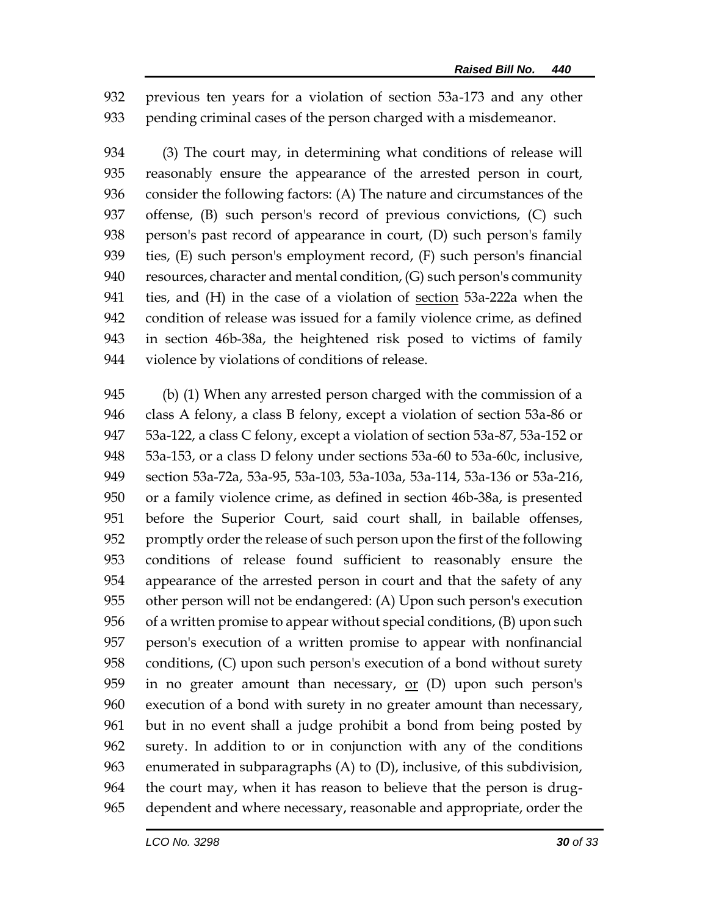932 previous ten years for a violation of section 53a-173 and any other
933 pending criminal cases of the person charged with a misdemeanor.

934 (3) The court may, in determining what conditions of release will
935 reasonably ensure the appearance of the arrested person in court,
936 consider the following factors: (A) The nature and circumstances of the
937 offense, (B) such person's record of previous convictions, (C) such
938 person's past record of appearance in court, (D) such person's family
939 ties, (E) such person's employment record, (F) such person's financial
940 resources, character and mental condition, (G) such person's community
941 ties, and (H) in the case of a violation of <u>section</u> 53a-222a when the
942 condition of release was issued for a family violence crime, as defined
943 in section 46b-38a, the heightened risk posed to victims of family
944 violence by violations of conditions of release.

945 (b) (1) When any arrested person charged with the commission of a
946 class A felony, a class B felony, except a violation of section 53a-86 or
947 53a-122, a class C felony, except a violation of section 53a-87, 53a-152 or
948 53a-153, or a class D felony under sections 53a-60 to 53a-60c, inclusive,
949 section 53a-72a, 53a-95, 53a-103, 53a-103a, 53a-114, 53a-136 or 53a-216,
950 or a family violence crime, as defined in section 46b-38a, is presented
951 before the Superior Court, said court shall, in bailable offenses,
952 promptly order the release of such person upon the first of the following
953 conditions of release found sufficient to reasonably ensure the
954 appearance of the arrested person in court and that the safety of any
955 other person will not be endangered: (A) Upon such person's execution
956 of a written promise to appear without special conditions, (B) upon such
957 person's execution of a written promise to appear with nonfinancial
958 conditions, (C) upon such person's execution of a bond without surety
959 in no greater amount than necessary, <u>or</u> (D) upon such person's
960 execution of a bond with surety in no greater amount than necessary,
961 but in no event shall a judge prohibit a bond from being posted by
962 surety. In addition to or in conjunction with any of the conditions
963 enumerated in subparagraphs (A) to (D), inclusive, of this subdivision,
964 the court may, when it has reason to believe that the person is drug-
965 dependent and where necessary, reasonable and appropriate, order the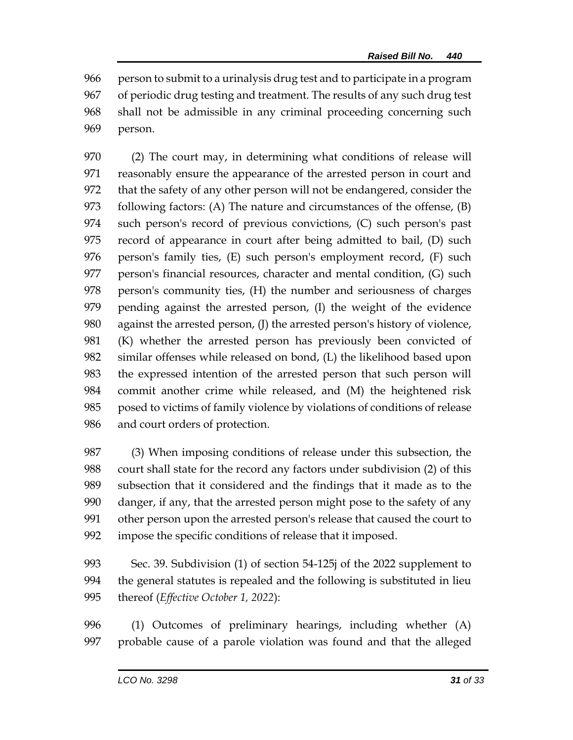person to submit to a urinalysis drug test and to participate in a program of periodic drug testing and treatment. The results of any such drug test shall not be admissible in any criminal proceeding concerning such person.

(2) The court may, in determining what conditions of release will reasonably ensure the appearance of the arrested person in court and that the safety of any other person will not be endangered, consider the following factors: (A) The nature and circumstances of the offense, (B) such person's record of previous convictions, (C) such person's past record of appearance in court after being admitted to bail, (D) such person's family ties, (E) such person's employment record, (F) such person's financial resources, character and mental condition, (G) such person's community ties, (H) the number and seriousness of charges pending against the arrested person, (I) the weight of the evidence against the arrested person, (J) the arrested person's history of violence, (K) whether the arrested person has previously been convicted of similar offenses while released on bond, (L) the likelihood based upon the expressed intention of the arrested person that such person will commit another crime while released, and (M) the heightened risk posed to victims of family violence by violations of conditions of release and court orders of protection.

(3) When imposing conditions of release under this subsection, the court shall state for the record any factors under subdivision (2) of this subsection that it considered and the findings that it made as to the danger, if any, that the arrested person might pose to the safety of any other person upon the arrested person's release that caused the court to impose the specific conditions of release that it imposed.

Sec. 39. Subdivision (1) of section 54-125j of the 2022 supplement to the general statutes is repealed and the following is substituted in lieu thereof (*Effective October 1, 2022*):

(1) Outcomes of preliminary hearings, including whether (A) probable cause of a parole violation was found and that the alleged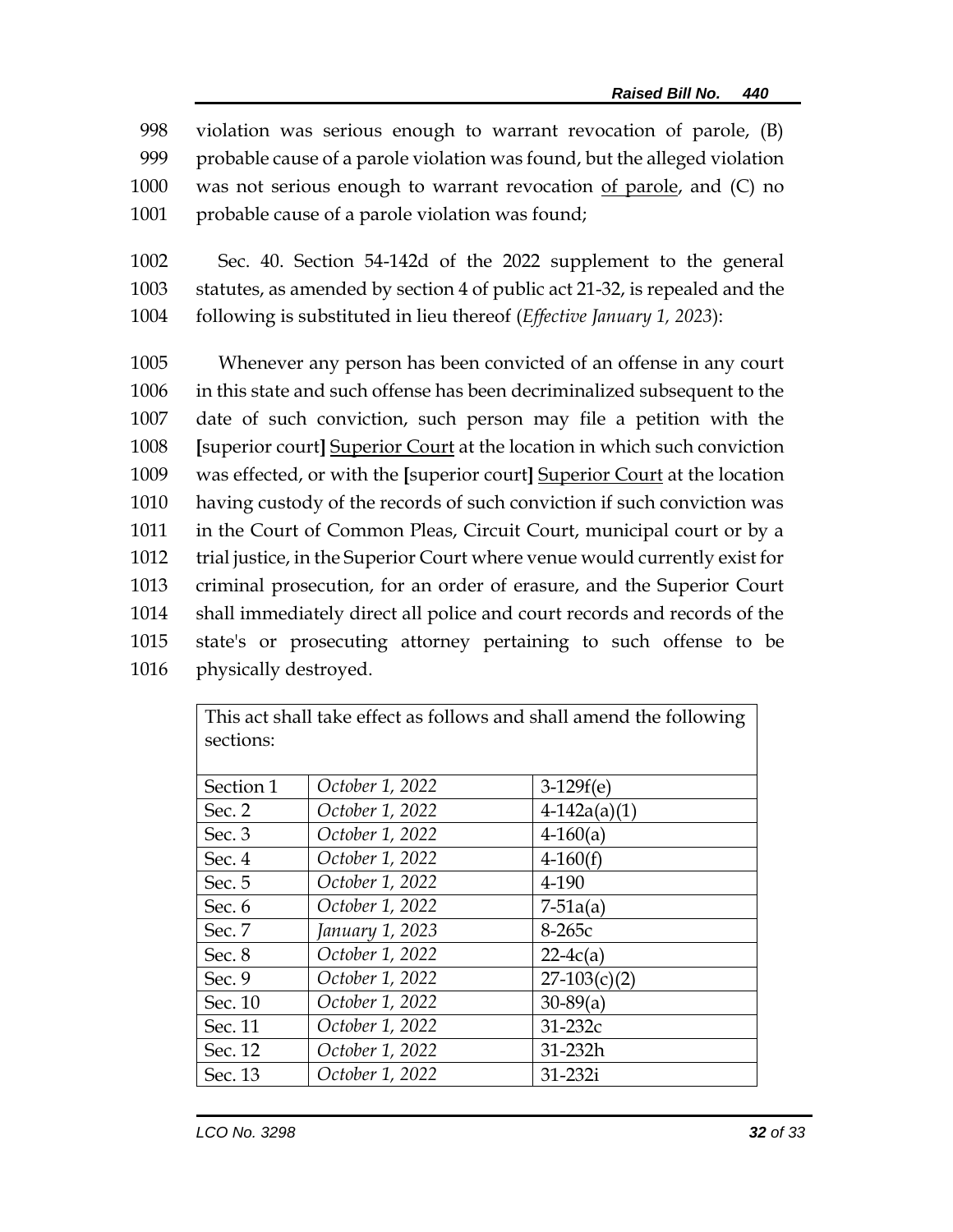998 violation was serious enough to warrant revocation of parole, (B)
999 probable cause of a parole violation was found, but the alleged violation
1000 was not serious enough to warrant revocation <u>of parole</u>, and (C) no
1001 probable cause of a parole violation was found;

1002 Sec. 40. Section 54-142d of the 2022 supplement to the general
1003 statutes, as amended by section 4 of public act 21-32, is repealed and the
1004 following is substituted in lieu thereof (*Effective January 1, 2023*):

1005 Whenever any person has been convicted of an offense in any court
1006 in this state and such offense has been decriminalized subsequent to the
1007 date of such conviction, such person may file a petition with the
1008 **[**superior court**]** <u>Superior Court</u> at the location in which such conviction
1009 was effected, or with the **[**superior court**]** <u>Superior Court</u> at the location
1010 having custody of the records of such conviction if such conviction was
1011 in the Court of Common Pleas, Circuit Court, municipal court or by a
1012 trial justice, in the Superior Court where venue would currently exist for
1013 criminal prosecution, for an order of erasure, and the Superior Court
1014 shall immediately direct all police and court records and records of the
1015 state's or prosecuting attorney pertaining to such offense to be
1016 physically destroyed.

| This act shall take effect as follows and shall amend the following sections: | | |
|---|---|---|
| Section 1 | *October 1, 2022* | 3-129f(e) |
| Sec. 2 | *October 1, 2022* | 4-142a(a)(1) |
| Sec. 3 | *October 1, 2022* | 4-160(a) |
| Sec. 4 | *October 1, 2022* | 4-160(f) |
| Sec. 5 | *October 1, 2022* | 4-190 |
| Sec. 6 | *October 1, 2022* | 7-51a(a) |
| Sec. 7 | *January 1, 2023* | 8-265c |
| Sec. 8 | *October 1, 2022* | 22-4c(a) |
| Sec. 9 | *October 1, 2022* | 27-103(c)(2) |
| Sec. 10 | *October 1, 2022* | 30-89(a) |
| Sec. 11 | *October 1, 2022* | 31-232c |
| Sec. 12 | *October 1, 2022* | 31-232h |
| Sec. 13 | *October 1, 2022* | 31-232i |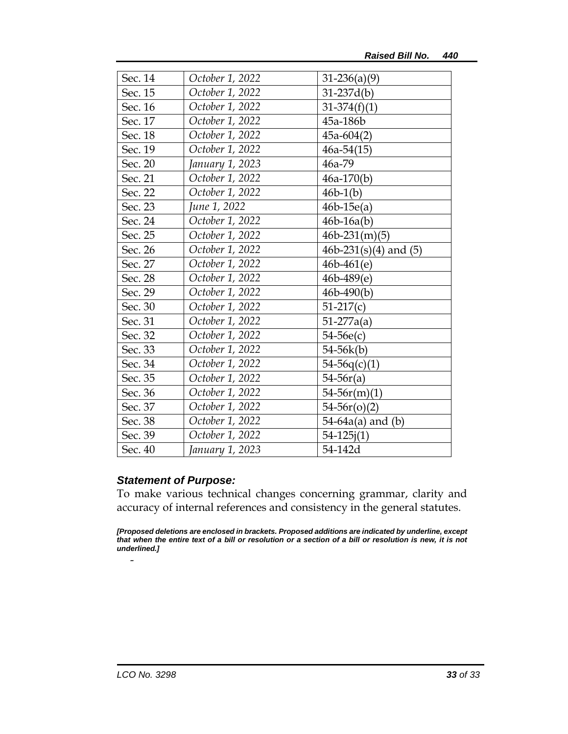| | | |
|---|---|---|
| Sec. 14 | *October 1, 2022* | 31-236(a)(9) |
| Sec. 15 | *October 1, 2022* | 31-237d(b) |
| Sec. 16 | *October 1, 2022* | 31-374(f)(1) |
| Sec. 17 | *October 1, 2022* | 45a-186b |
| Sec. 18 | *October 1, 2022* | 45a-604(2) |
| Sec. 19 | *October 1, 2022* | 46a-54(15) |
| Sec. 20 | *January 1, 2023* | 46a-79 |
| Sec. 21 | *October 1, 2022* | 46a-170(b) |
| Sec. 22 | *October 1, 2022* | 46b-1(b) |
| Sec. 23 | *June 1, 2022* | 46b-15e(a) |
| Sec. 24 | *October 1, 2022* | 46b-16a(b) |
| Sec. 25 | *October 1, 2022* | 46b-231(m)(5) |
| Sec. 26 | *October 1, 2022* | 46b-231(s)(4) and (5) |
| Sec. 27 | *October 1, 2022* | 46b-461(e) |
| Sec. 28 | *October 1, 2022* | 46b-489(e) |
| Sec. 29 | *October 1, 2022* | 46b-490(b) |
| Sec. 30 | *October 1, 2022* | 51-217(c) |
| Sec. 31 | *October 1, 2022* | 51-277a(a) |
| Sec. 32 | *October 1, 2022* | 54-56e(c) |
| Sec. 33 | *October 1, 2022* | 54-56k(b) |
| Sec. 34 | *October 1, 2022* | 54-56q(c)(1) |
| Sec. 35 | *October 1, 2022* | 54-56r(a) |
| Sec. 36 | *October 1, 2022* | 54-56r(m)(1) |
| Sec. 37 | *October 1, 2022* | 54-56r(o)(2) |
| Sec. 38 | *October 1, 2022* | 54-64a(a) and (b) |
| Sec. 39 | *October 1, 2022* | 54-125j(1) |
| Sec. 40 | *January 1, 2023* | 54-142d |

### *Statement of Purpose:*

To make various technical changes concerning grammar, clarity and accuracy of internal references and consistency in the general statutes.

***[Proposed deletions are enclosed in brackets. Proposed additions are indicated by underline, except that when the entire text of a bill or resolution or a section of a bill or resolution is new, it is not underlined.]***